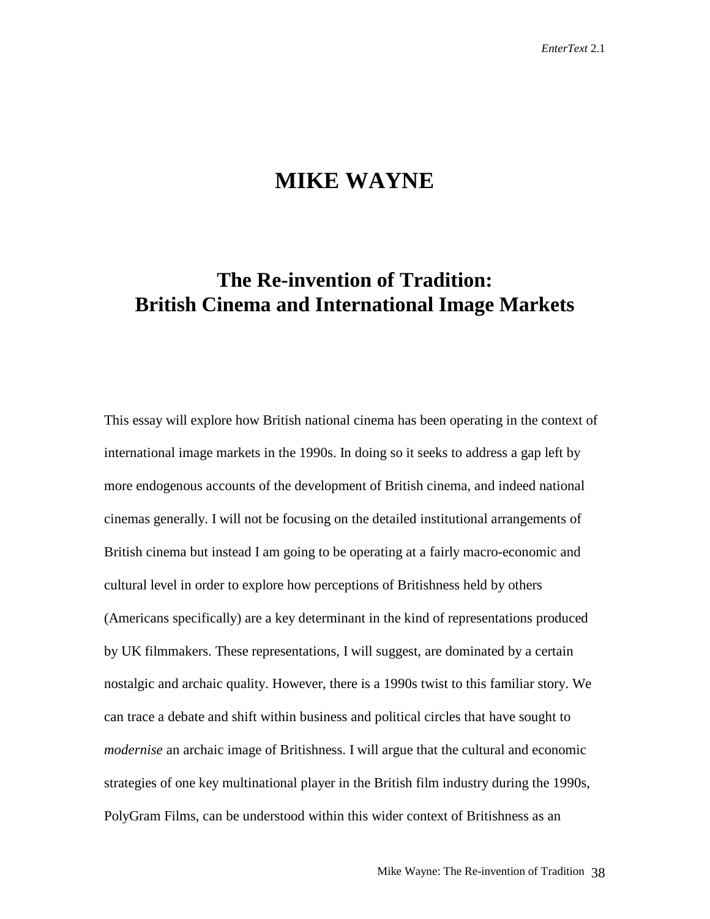# MIKE WAYNE

## The Re-invention of Tradition: British Cinema and International Image Markets

This essay will explore how British national cinema has been operating in the context of international image markets in the 1990s. In doing so it seeks to address a gap left by more endogenous accounts of the development of British cinema, and indeed national cinemas generally. I will not be focusing on the detailed institutional arrangements of British cinema but instead I am going to be operating at a fairly macro-economic and cultural level in order to explore how perceptions of Britishness held by others (Americans specifically) are a key determinant in the kind of representations produced by UK filmmakers. These representations, I will suggest, are dominated by a certain nostalgic and archaic quality. However, there is a 1990s twist to this familiar story. We can trace a debate and shift within business and political circles that have sought to *modernise* an archaic image of Britishness. I will argue that the cultural and economic strategies of one key multinational player in the British film industry during the 1990s, PolyGram Films, can be understood within this wider context of Britishness as an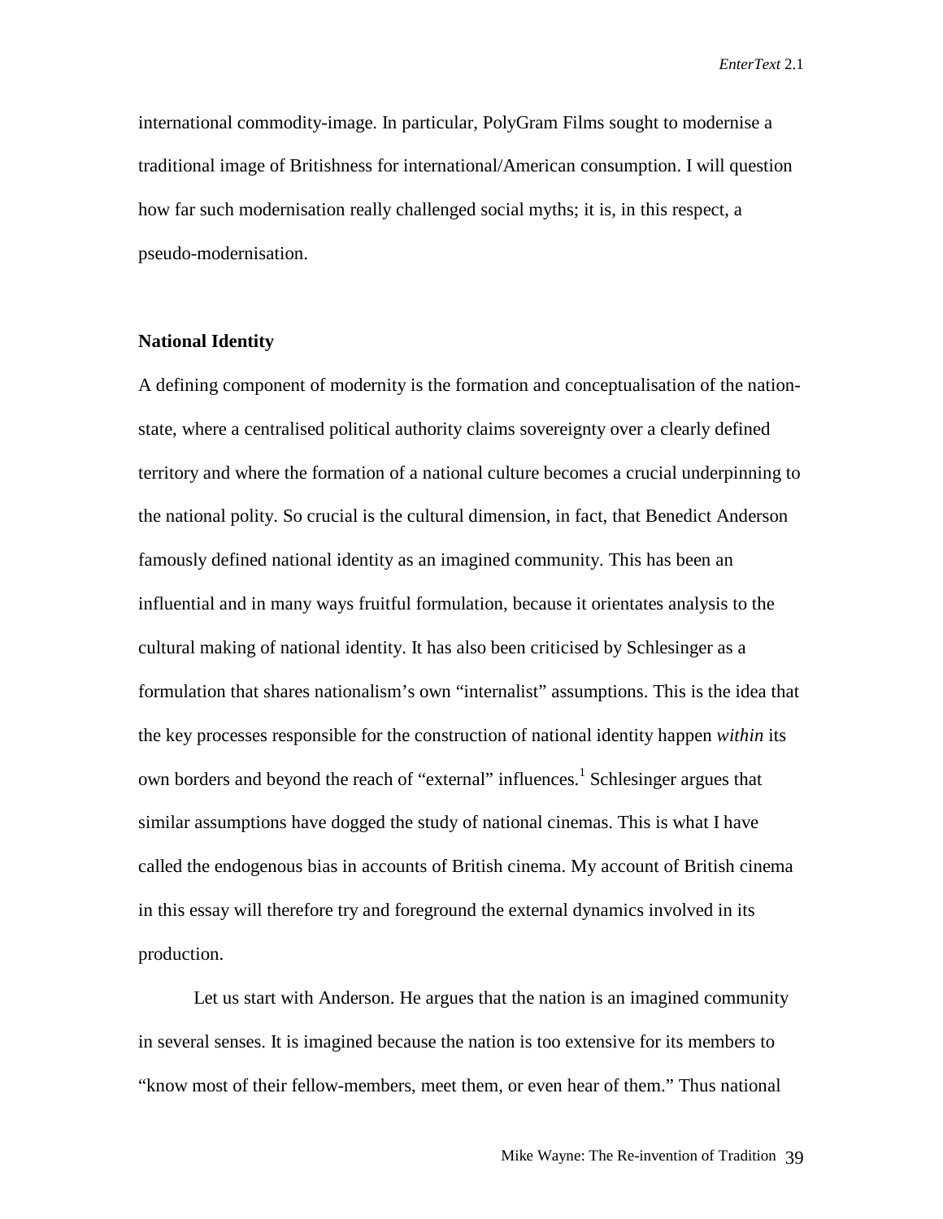international commodity-image. In particular, PolyGram Films sought to modernise a traditional image of Britishness for international/American consumption. I will question how far such modernisation really challenged social myths; it is, in this respect, a pseudo-modernisation.

## National Identity

A defining component of modernity is the formation and conceptualisation of the nation-state, where a centralised political authority claims sovereignty over a clearly defined territory and where the formation of a national culture becomes a crucial underpinning to the national polity. So crucial is the cultural dimension, in fact, that Benedict Anderson famously defined national identity as an imagined community. This has been an influential and in many ways fruitful formulation, because it orientates analysis to the cultural making of national identity. It has also been criticised by Schlesinger as a formulation that shares nationalism's own "internalist" assumptions. This is the idea that the key processes responsible for the construction of national identity happen *within* its own borders and beyond the reach of "external" influences.[1] Schlesinger argues that similar assumptions have dogged the study of national cinemas. This is what I have called the endogenous bias in accounts of British cinema. My account of British cinema in this essay will therefore try and foreground the external dynamics involved in its production.

Let us start with Anderson. He argues that the nation is an imagined community in several senses. It is imagined because the nation is too extensive for its members to "know most of their fellow-members, meet them, or even hear of them." Thus national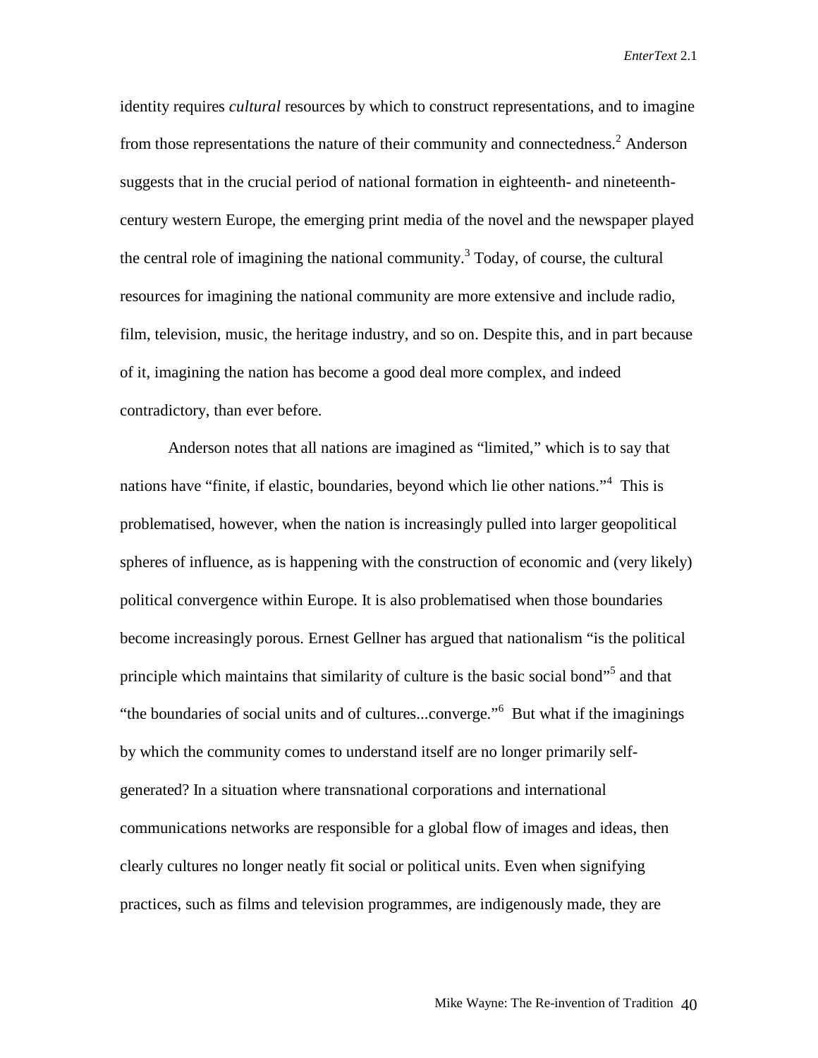identity requires *cultural* resources by which to construct representations, and to imagine from those representations the nature of their community and connectedness.[2] Anderson suggests that in the crucial period of national formation in eighteenth- and nineteenth-century western Europe, the emerging print media of the novel and the newspaper played the central role of imagining the national community.[3] Today, of course, the cultural resources for imagining the national community are more extensive and include radio, film, television, music, the heritage industry, and so on. Despite this, and in part because of it, imagining the nation has become a good deal more complex, and indeed contradictory, than ever before.

Anderson notes that all nations are imagined as "limited," which is to say that nations have "finite, if elastic, boundaries, beyond which lie other nations."[4] This is problematised, however, when the nation is increasingly pulled into larger geopolitical spheres of influence, as is happening with the construction of economic and (very likely) political convergence within Europe. It is also problematised when those boundaries become increasingly porous. Ernest Gellner has argued that nationalism "is the political principle which maintains that similarity of culture is the basic social bond"[5] and that "the boundaries of social units and of cultures...converge."[6] But what if the imaginings by which the community comes to understand itself are no longer primarily self-generated? In a situation where transnational corporations and international communications networks are responsible for a global flow of images and ideas, then clearly cultures no longer neatly fit social or political units. Even when signifying practices, such as films and television programmes, are indigenously made, they are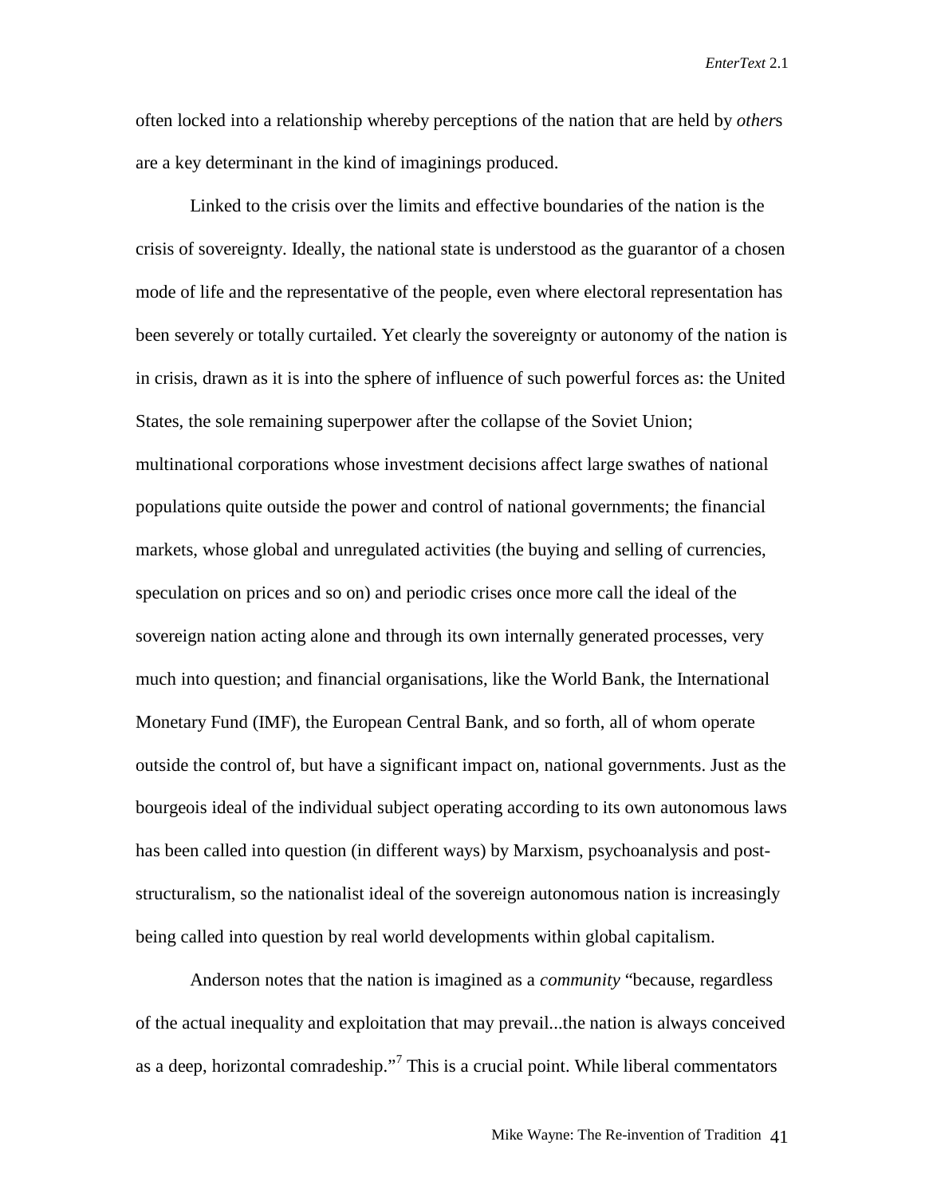often locked into a relationship whereby perceptions of the nation that are held by *other*s are a key determinant in the kind of imaginings produced.

Linked to the crisis over the limits and effective boundaries of the nation is the crisis of sovereignty. Ideally, the national state is understood as the guarantor of a chosen mode of life and the representative of the people, even where electoral representation has been severely or totally curtailed. Yet clearly the sovereignty or autonomy of the nation is in crisis, drawn as it is into the sphere of influence of such powerful forces as: the United States, the sole remaining superpower after the collapse of the Soviet Union; multinational corporations whose investment decisions affect large swathes of national populations quite outside the power and control of national governments; the financial markets, whose global and unregulated activities (the buying and selling of currencies, speculation on prices and so on) and periodic crises once more call the ideal of the sovereign nation acting alone and through its own internally generated processes, very much into question; and financial organisations, like the World Bank, the International Monetary Fund (IMF), the European Central Bank, and so forth, all of whom operate outside the control of, but have a significant impact on, national governments. Just as the bourgeois ideal of the individual subject operating according to its own autonomous laws has been called into question (in different ways) by Marxism, psychoanalysis and post-structuralism, so the nationalist ideal of the sovereign autonomous nation is increasingly being called into question by real world developments within global capitalism.

Anderson notes that the nation is imagined as a *community* "because, regardless of the actual inequality and exploitation that may prevail...the nation is always conceived as a deep, horizontal comradeship."[7] This is a crucial point. While liberal commentators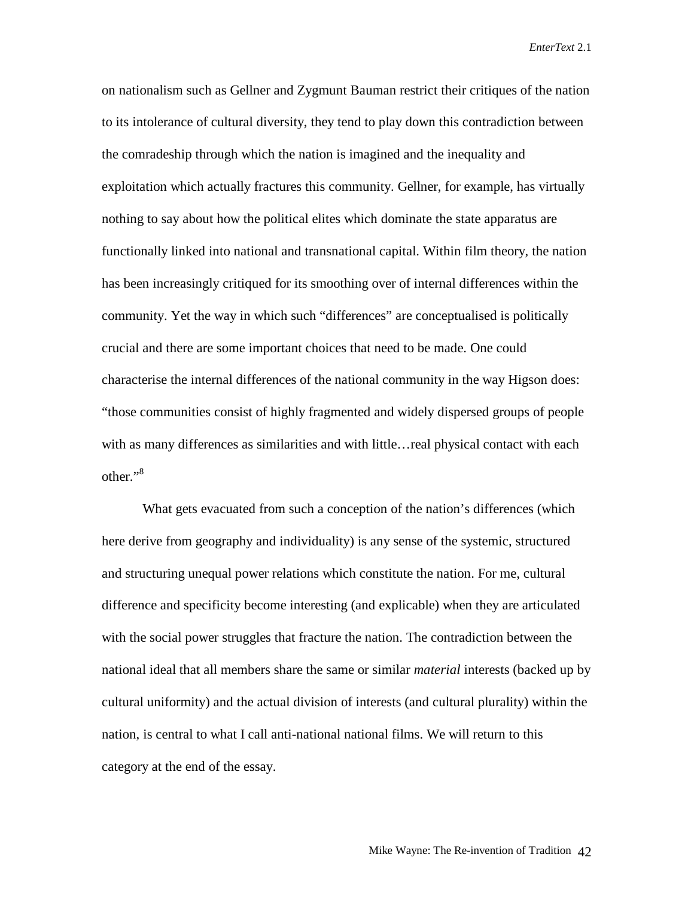on nationalism such as Gellner and Zygmunt Bauman restrict their critiques of the nation to its intolerance of cultural diversity, they tend to play down this contradiction between the comradeship through which the nation is imagined and the inequality and exploitation which actually fractures this community. Gellner, for example, has virtually nothing to say about how the political elites which dominate the state apparatus are functionally linked into national and transnational capital. Within film theory, the nation has been increasingly critiqued for its smoothing over of internal differences within the community. Yet the way in which such "differences" are conceptualised is politically crucial and there are some important choices that need to be made. One could characterise the internal differences of the national community in the way Higson does: "those communities consist of highly fragmented and widely dispersed groups of people with as many differences as similarities and with little…real physical contact with each other."[8]

What gets evacuated from such a conception of the nation's differences (which here derive from geography and individuality) is any sense of the systemic, structured and structuring unequal power relations which constitute the nation. For me, cultural difference and specificity become interesting (and explicable) when they are articulated with the social power struggles that fracture the nation. The contradiction between the national ideal that all members share the same or similar *material* interests (backed up by cultural uniformity) and the actual division of interests (and cultural plurality) within the nation, is central to what I call anti-national national films. We will return to this category at the end of the essay.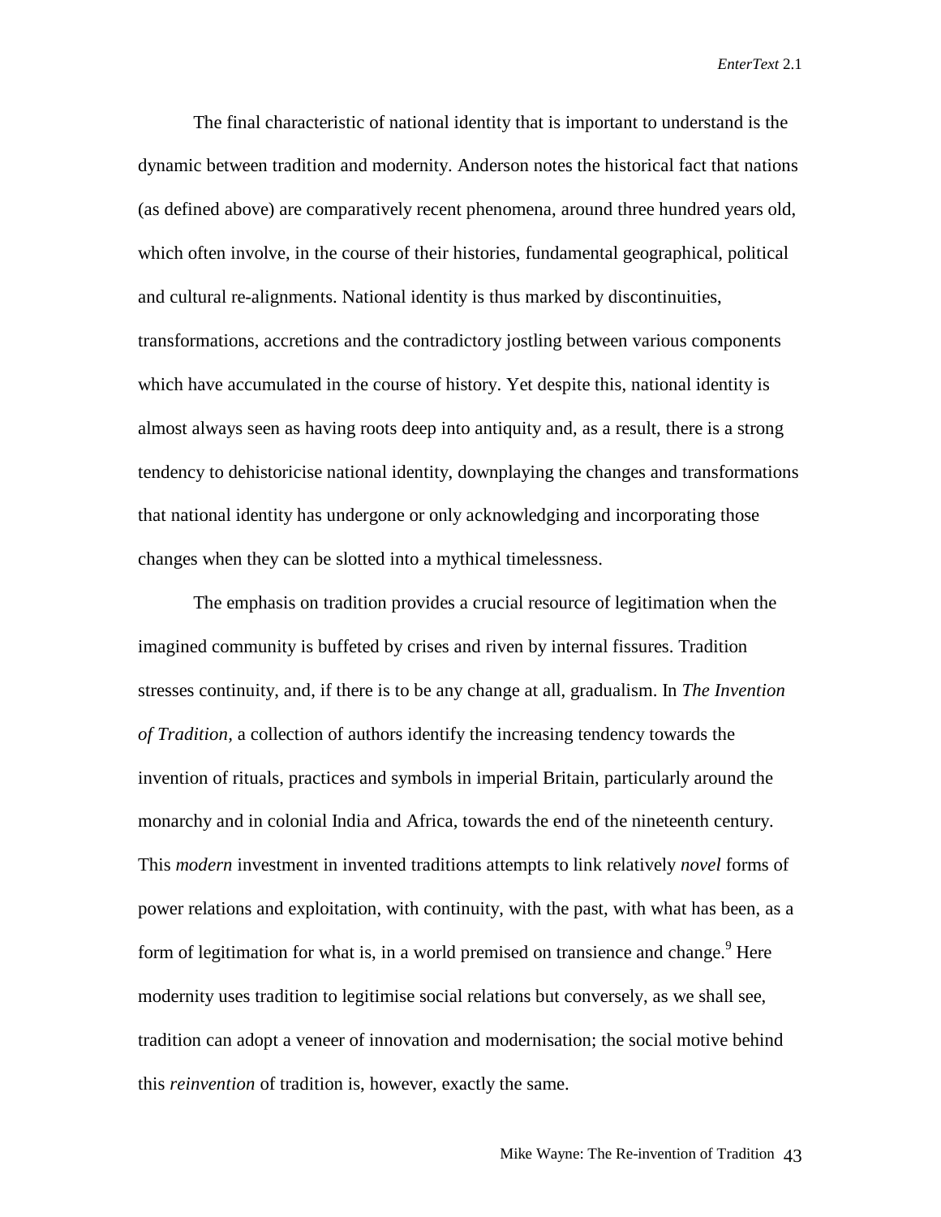The final characteristic of national identity that is important to understand is the dynamic between tradition and modernity. Anderson notes the historical fact that nations (as defined above) are comparatively recent phenomena, around three hundred years old, which often involve, in the course of their histories, fundamental geographical, political and cultural re-alignments. National identity is thus marked by discontinuities, transformations, accretions and the contradictory jostling between various components which have accumulated in the course of history. Yet despite this, national identity is almost always seen as having roots deep into antiquity and, as a result, there is a strong tendency to dehistoricise national identity, downplaying the changes and transformations that national identity has undergone or only acknowledging and incorporating those changes when they can be slotted into a mythical timelessness.

The emphasis on tradition provides a crucial resource of legitimation when the imagined community is buffeted by crises and riven by internal fissures. Tradition stresses continuity, and, if there is to be any change at all, gradualism. In *The Invention of Tradition,* a collection of authors identify the increasing tendency towards the invention of rituals, practices and symbols in imperial Britain, particularly around the monarchy and in colonial India and Africa, towards the end of the nineteenth century. This *modern* investment in invented traditions attempts to link relatively *novel* forms of power relations and exploitation, with continuity, with the past, with what has been, as a form of legitimation for what is, in a world premised on transience and change.[9] Here modernity uses tradition to legitimise social relations but conversely, as we shall see, tradition can adopt a veneer of innovation and modernisation; the social motive behind this *reinvention* of tradition is, however, exactly the same.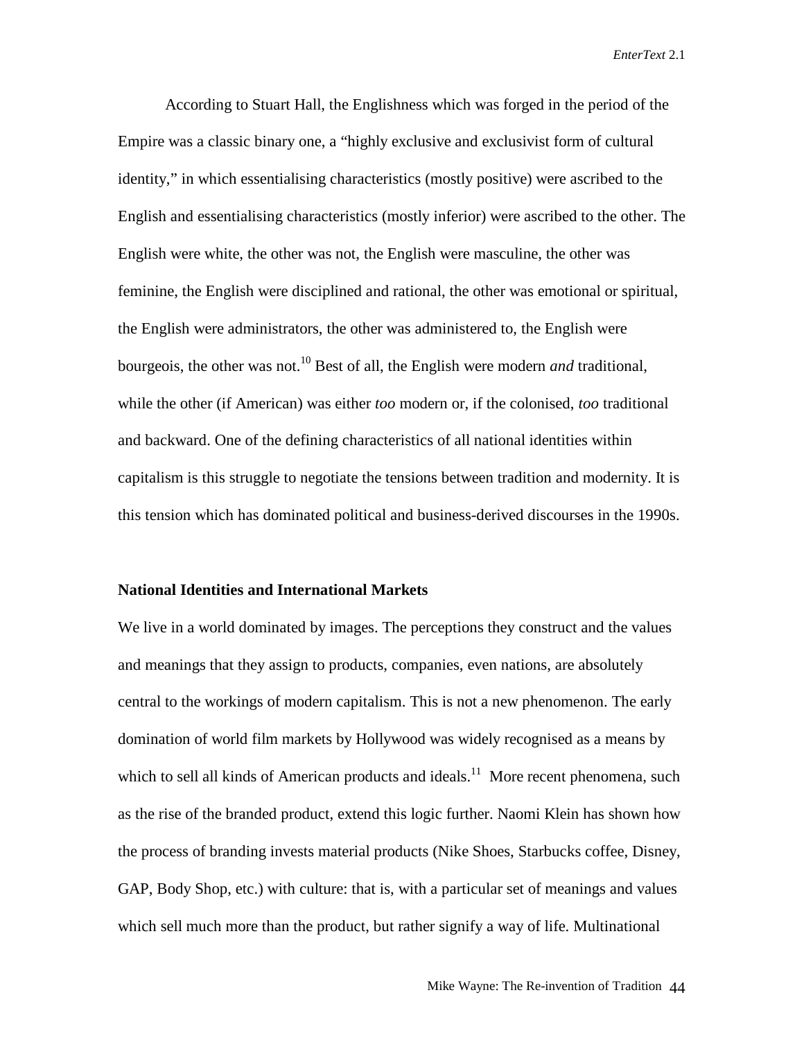According to Stuart Hall, the Englishness which was forged in the period of the Empire was a classic binary one, a "highly exclusive and exclusivist form of cultural identity," in which essentialising characteristics (mostly positive) were ascribed to the English and essentialising characteristics (mostly inferior) were ascribed to the other. The English were white, the other was not, the English were masculine, the other was feminine, the English were disciplined and rational, the other was emotional or spiritual, the English were administrators, the other was administered to, the English were bourgeois, the other was not.[10] Best of all, the English were modern *and* traditional, while the other (if American) was either *too* modern or, if the colonised, *too* traditional and backward. One of the defining characteristics of all national identities within capitalism is this struggle to negotiate the tensions between tradition and modernity. It is this tension which has dominated political and business-derived discourses in the 1990s.

**National Identities and International Markets**

We live in a world dominated by images. The perceptions they construct and the values and meanings that they assign to products, companies, even nations, are absolutely central to the workings of modern capitalism. This is not a new phenomenon. The early domination of world film markets by Hollywood was widely recognised as a means by which to sell all kinds of American products and ideals.[11] More recent phenomena, such as the rise of the branded product, extend this logic further. Naomi Klein has shown how the process of branding invests material products (Nike Shoes, Starbucks coffee, Disney, GAP, Body Shop, etc.) with culture: that is, with a particular set of meanings and values which sell much more than the product, but rather signify a way of life. Multinational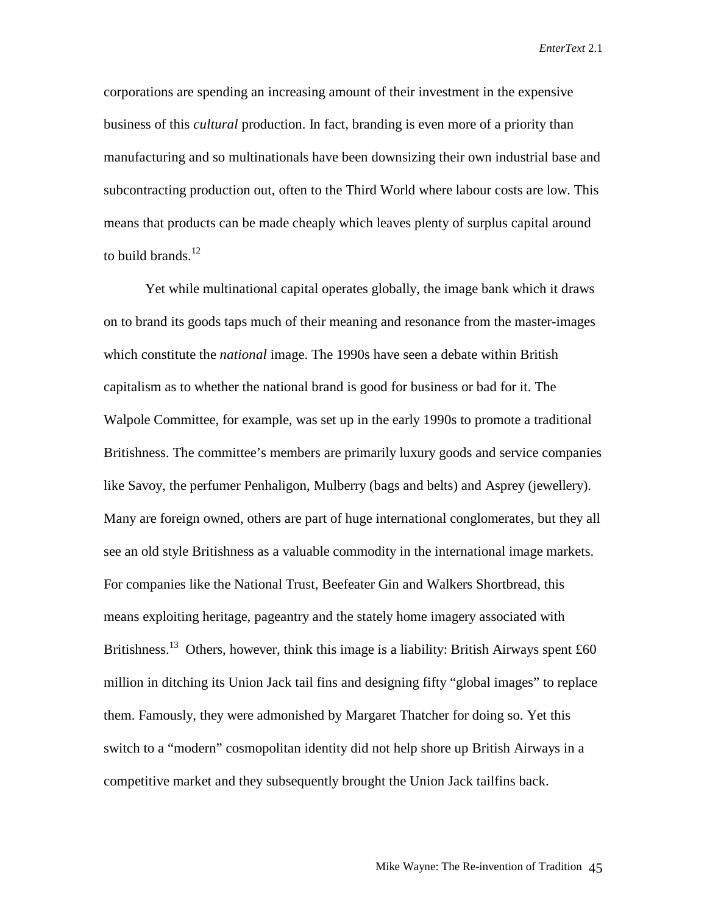corporations are spending an increasing amount of their investment in the expensive business of this *cultural* production. In fact, branding is even more of a priority than manufacturing and so multinationals have been downsizing their own industrial base and subcontracting production out, often to the Third World where labour costs are low. This means that products can be made cheaply which leaves plenty of surplus capital around to build brands.[12]

Yet while multinational capital operates globally, the image bank which it draws on to brand its goods taps much of their meaning and resonance from the master-images which constitute the *national* image. The 1990s have seen a debate within British capitalism as to whether the national brand is good for business or bad for it. The Walpole Committee, for example, was set up in the early 1990s to promote a traditional Britishness. The committee's members are primarily luxury goods and service companies like Savoy, the perfumer Penhaligon, Mulberry (bags and belts) and Asprey (jewellery). Many are foreign owned, others are part of huge international conglomerates, but they all see an old style Britishness as a valuable commodity in the international image markets. For companies like the National Trust, Beefeater Gin and Walkers Shortbread, this means exploiting heritage, pageantry and the stately home imagery associated with Britishness.[13] Others, however, think this image is a liability: British Airways spent £60 million in ditching its Union Jack tail fins and designing fifty "global images" to replace them. Famously, they were admonished by Margaret Thatcher for doing so. Yet this switch to a "modern" cosmopolitan identity did not help shore up British Airways in a competitive market and they subsequently brought the Union Jack tailfins back.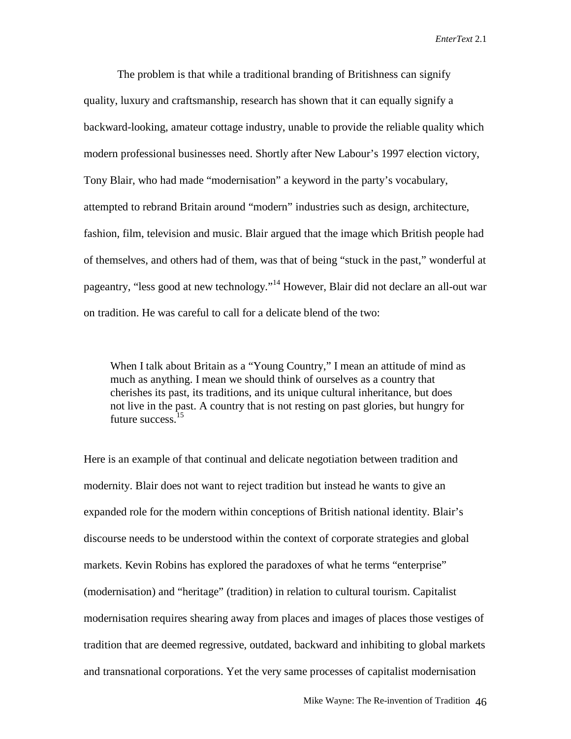The problem is that while a traditional branding of Britishness can signify quality, luxury and craftsmanship, research has shown that it can equally signify a backward-looking, amateur cottage industry, unable to provide the reliable quality which modern professional businesses need. Shortly after New Labour's 1997 election victory, Tony Blair, who had made "modernisation" a keyword in the party's vocabulary, attempted to rebrand Britain around "modern" industries such as design, architecture, fashion, film, television and music. Blair argued that the image which British people had of themselves, and others had of them, was that of being "stuck in the past," wonderful at pageantry, "less good at new technology."[14] However, Blair did not declare an all-out war on tradition. He was careful to call for a delicate blend of the two:

> When I talk about Britain as a "Young Country," I mean an attitude of mind as much as anything. I mean we should think of ourselves as a country that cherishes its past, its traditions, and its unique cultural inheritance, but does not live in the past. A country that is not resting on past glories, but hungry for future success.[15]

Here is an example of that continual and delicate negotiation between tradition and modernity. Blair does not want to reject tradition but instead he wants to give an expanded role for the modern within conceptions of British national identity. Blair's discourse needs to be understood within the context of corporate strategies and global markets. Kevin Robins has explored the paradoxes of what he terms "enterprise" (modernisation) and "heritage" (tradition) in relation to cultural tourism. Capitalist modernisation requires shearing away from places and images of places those vestiges of tradition that are deemed regressive, outdated, backward and inhibiting to global markets and transnational corporations. Yet the very same processes of capitalist modernisation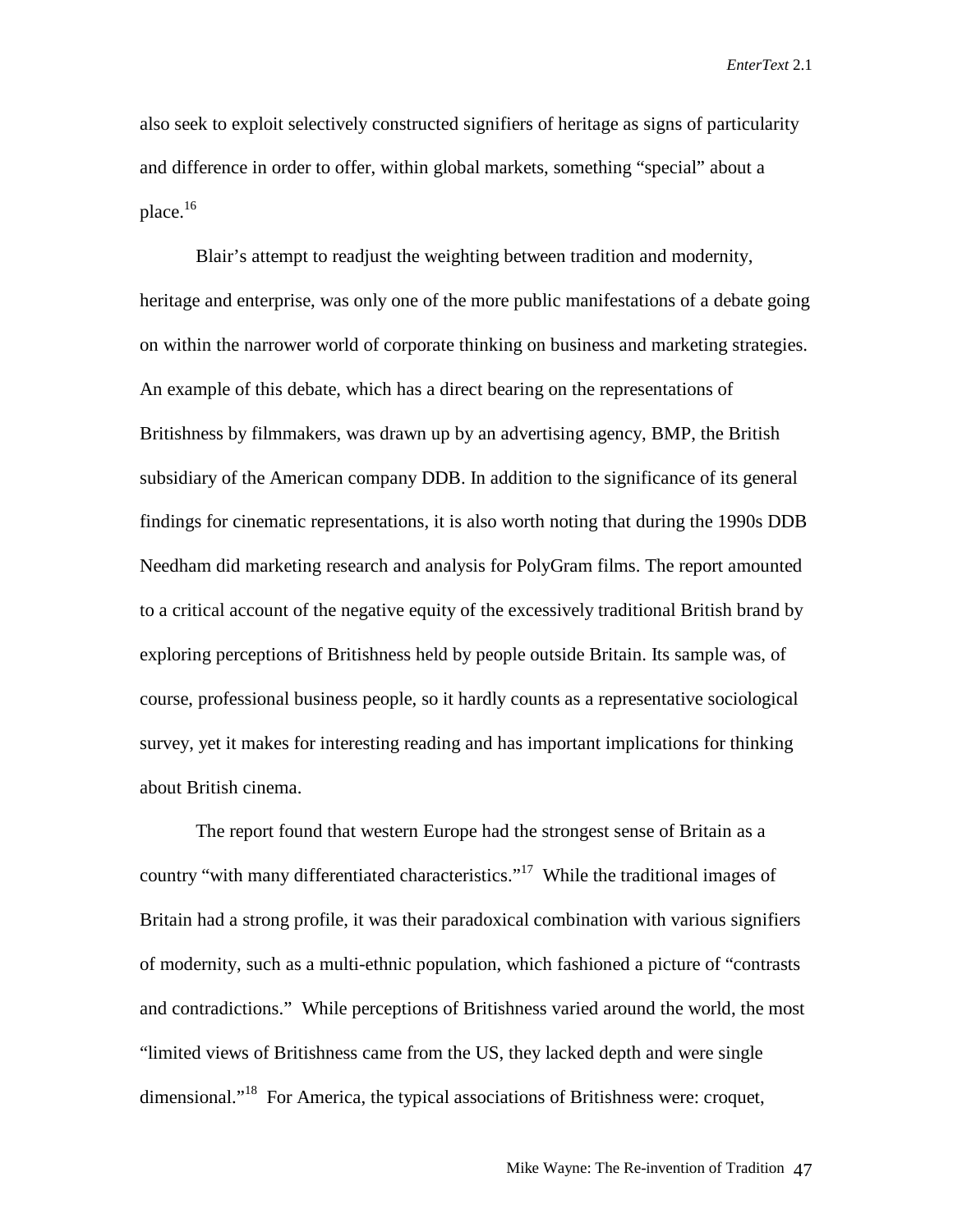also seek to exploit selectively constructed signifiers of heritage as signs of particularity and difference in order to offer, within global markets, something "special" about a place.[16]

Blair's attempt to readjust the weighting between tradition and modernity, heritage and enterprise, was only one of the more public manifestations of a debate going on within the narrower world of corporate thinking on business and marketing strategies. An example of this debate, which has a direct bearing on the representations of Britishness by filmmakers, was drawn up by an advertising agency, BMP, the British subsidiary of the American company DDB. In addition to the significance of its general findings for cinematic representations, it is also worth noting that during the 1990s DDB Needham did marketing research and analysis for PolyGram films. The report amounted to a critical account of the negative equity of the excessively traditional British brand by exploring perceptions of Britishness held by people outside Britain. Its sample was, of course, professional business people, so it hardly counts as a representative sociological survey, yet it makes for interesting reading and has important implications for thinking about British cinema.

The report found that western Europe had the strongest sense of Britain as a country "with many differentiated characteristics."[17] While the traditional images of Britain had a strong profile, it was their paradoxical combination with various signifiers of modernity, such as a multi-ethnic population, which fashioned a picture of "contrasts and contradictions." While perceptions of Britishness varied around the world, the most "limited views of Britishness came from the US, they lacked depth and were single dimensional."[18] For America, the typical associations of Britishness were: croquet,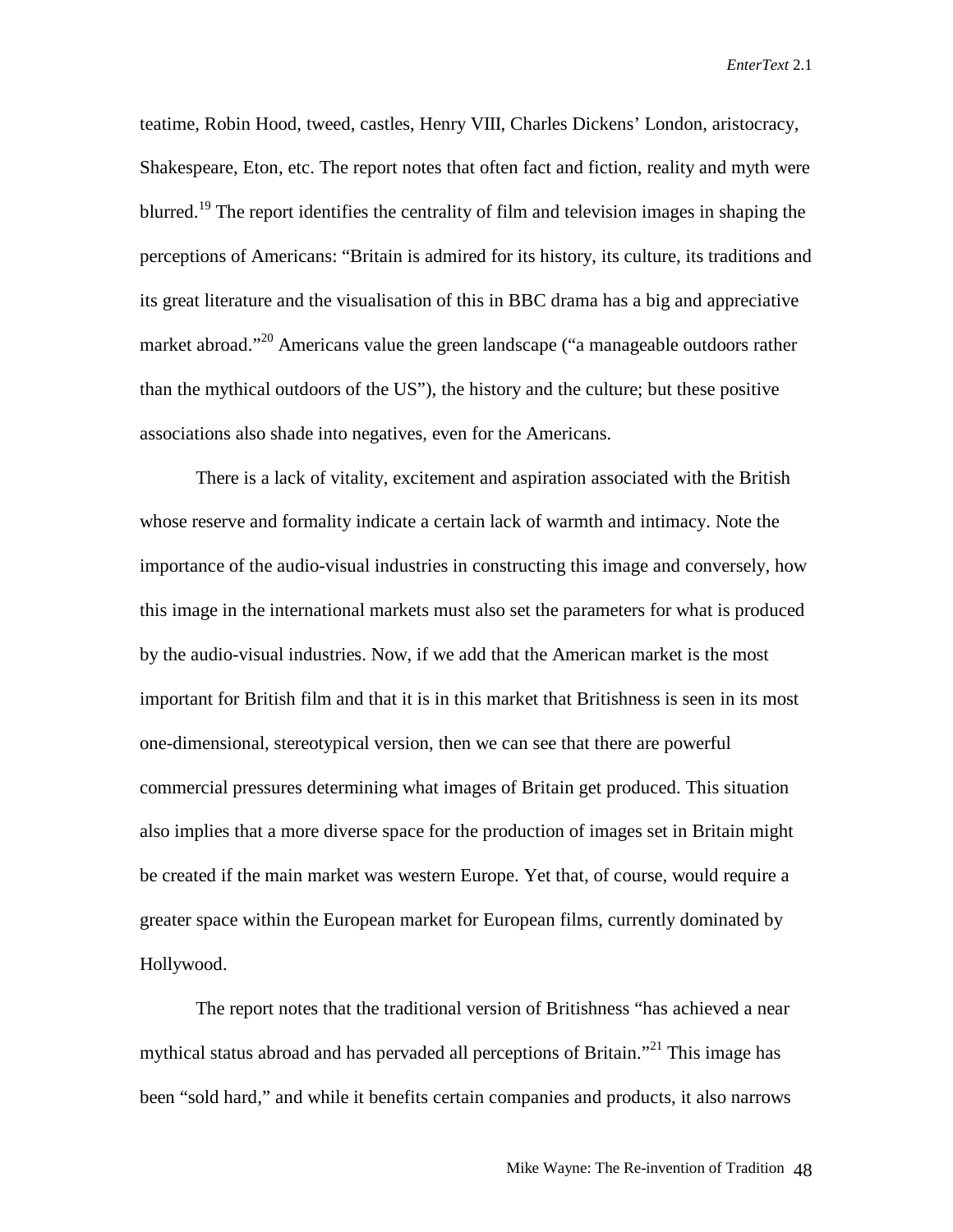teatime, Robin Hood, tweed, castles, Henry VIII, Charles Dickens' London, aristocracy, Shakespeare, Eton, etc. The report notes that often fact and fiction, reality and myth were blurred.[19] The report identifies the centrality of film and television images in shaping the perceptions of Americans: "Britain is admired for its history, its culture, its traditions and its great literature and the visualisation of this in BBC drama has a big and appreciative market abroad."[20] Americans value the green landscape ("a manageable outdoors rather than the mythical outdoors of the US"), the history and the culture; but these positive associations also shade into negatives, even for the Americans.

There is a lack of vitality, excitement and aspiration associated with the British whose reserve and formality indicate a certain lack of warmth and intimacy. Note the importance of the audio-visual industries in constructing this image and conversely, how this image in the international markets must also set the parameters for what is produced by the audio-visual industries. Now, if we add that the American market is the most important for British film and that it is in this market that Britishness is seen in its most one-dimensional, stereotypical version, then we can see that there are powerful commercial pressures determining what images of Britain get produced. This situation also implies that a more diverse space for the production of images set in Britain might be created if the main market was western Europe. Yet that, of course, would require a greater space within the European market for European films, currently dominated by Hollywood.

The report notes that the traditional version of Britishness "has achieved a near mythical status abroad and has pervaded all perceptions of Britain."[21] This image has been "sold hard," and while it benefits certain companies and products, it also narrows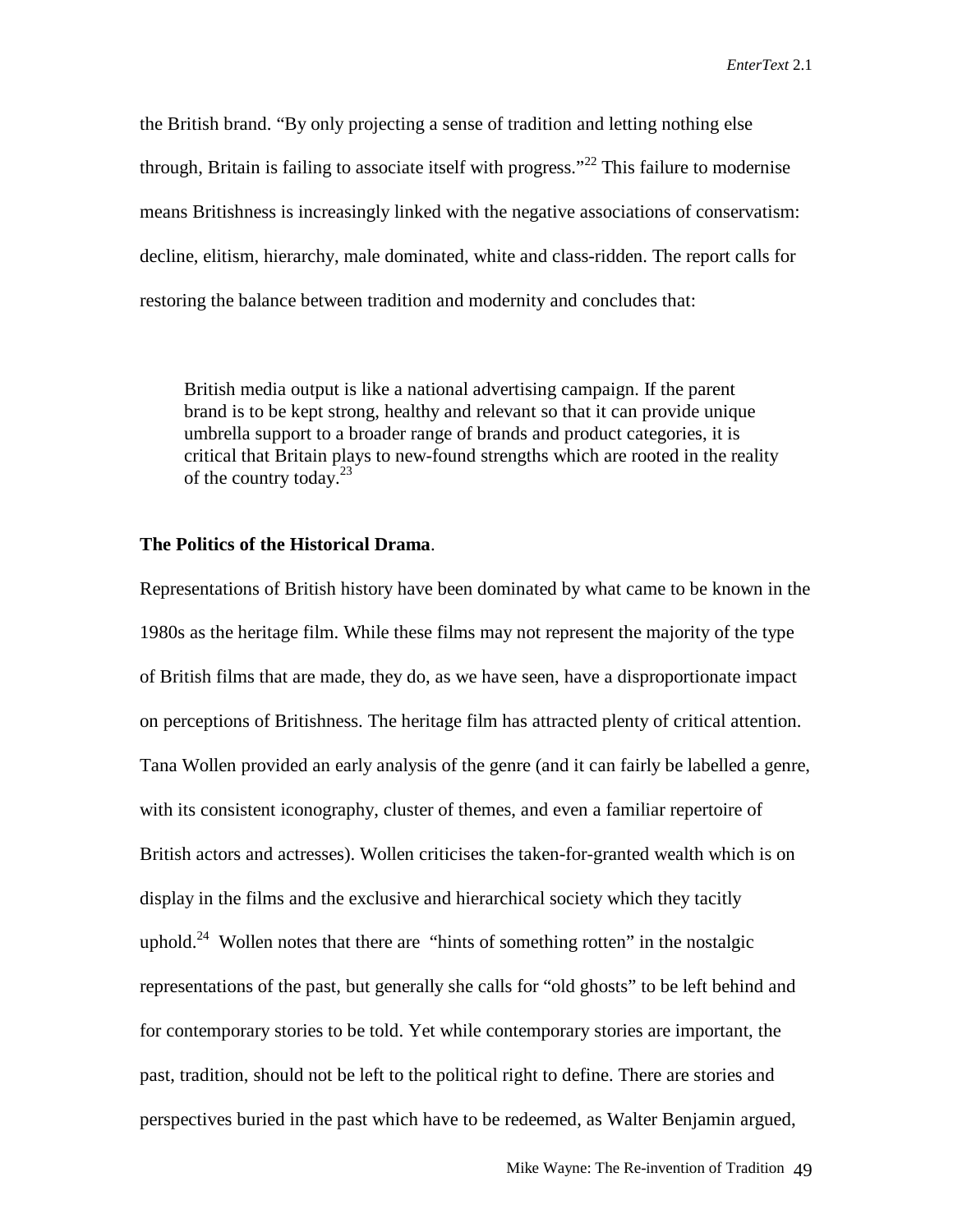the British brand. "By only projecting a sense of tradition and letting nothing else through, Britain is failing to associate itself with progress."[22] This failure to modernise means Britishness is increasingly linked with the negative associations of conservatism: decline, elitism, hierarchy, male dominated, white and class-ridden. The report calls for restoring the balance between tradition and modernity and concludes that:

> British media output is like a national advertising campaign. If the parent brand is to be kept strong, healthy and relevant so that it can provide unique umbrella support to a broader range of brands and product categories, it is critical that Britain plays to new-found strengths which are rooted in the reality of the country today.[23]

**The Politics of the Historical Drama**.

Representations of British history have been dominated by what came to be known in the 1980s as the heritage film. While these films may not represent the majority of the type of British films that are made, they do, as we have seen, have a disproportionate impact on perceptions of Britishness. The heritage film has attracted plenty of critical attention. Tana Wollen provided an early analysis of the genre (and it can fairly be labelled a genre, with its consistent iconography, cluster of themes, and even a familiar repertoire of British actors and actresses). Wollen criticises the taken-for-granted wealth which is on display in the films and the exclusive and hierarchical society which they tacitly uphold.[24] Wollen notes that there are "hints of something rotten" in the nostalgic representations of the past, but generally she calls for "old ghosts" to be left behind and for contemporary stories to be told. Yet while contemporary stories are important, the past, tradition, should not be left to the political right to define. There are stories and perspectives buried in the past which have to be redeemed, as Walter Benjamin argued,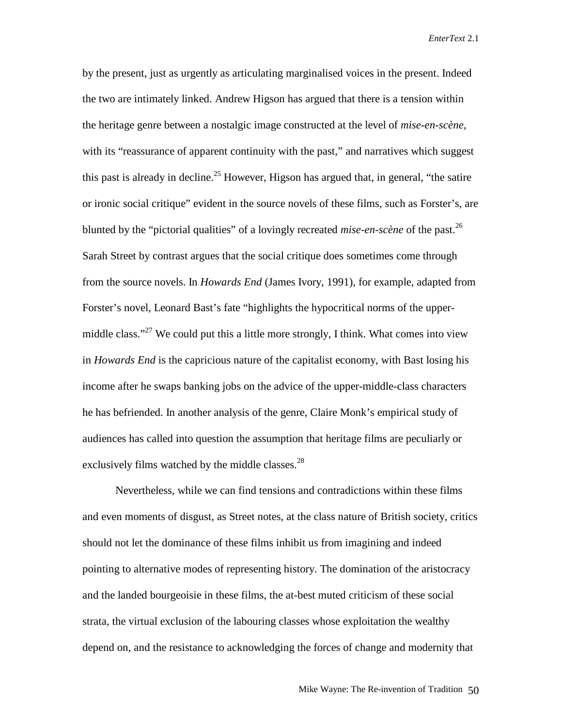by the present, just as urgently as articulating marginalised voices in the present. Indeed the two are intimately linked. Andrew Higson has argued that there is a tension within the heritage genre between a nostalgic image constructed at the level of *mise-en-scène*, with its "reassurance of apparent continuity with the past," and narratives which suggest this past is already in decline.[25] However, Higson has argued that, in general, "the satire or ironic social critique" evident in the source novels of these films, such as Forster's, are blunted by the "pictorial qualities" of a lovingly recreated *mise-en-scène* of the past.[26] Sarah Street by contrast argues that the social critique does sometimes come through from the source novels. In *Howards End* (James Ivory, 1991), for example, adapted from Forster's novel, Leonard Bast's fate "highlights the hypocritical norms of the upper-middle class."[27] We could put this a little more strongly, I think. What comes into view in *Howards End* is the capricious nature of the capitalist economy, with Bast losing his income after he swaps banking jobs on the advice of the upper-middle-class characters he has befriended. In another analysis of the genre, Claire Monk's empirical study of audiences has called into question the assumption that heritage films are peculiarly or exclusively films watched by the middle classes.[28]

Nevertheless, while we can find tensions and contradictions within these films and even moments of disgust, as Street notes, at the class nature of British society, critics should not let the dominance of these films inhibit us from imagining and indeed pointing to alternative modes of representing history. The domination of the aristocracy and the landed bourgeoisie in these films, the at-best muted criticism of these social strata, the virtual exclusion of the labouring classes whose exploitation the wealthy depend on, and the resistance to acknowledging the forces of change and modernity that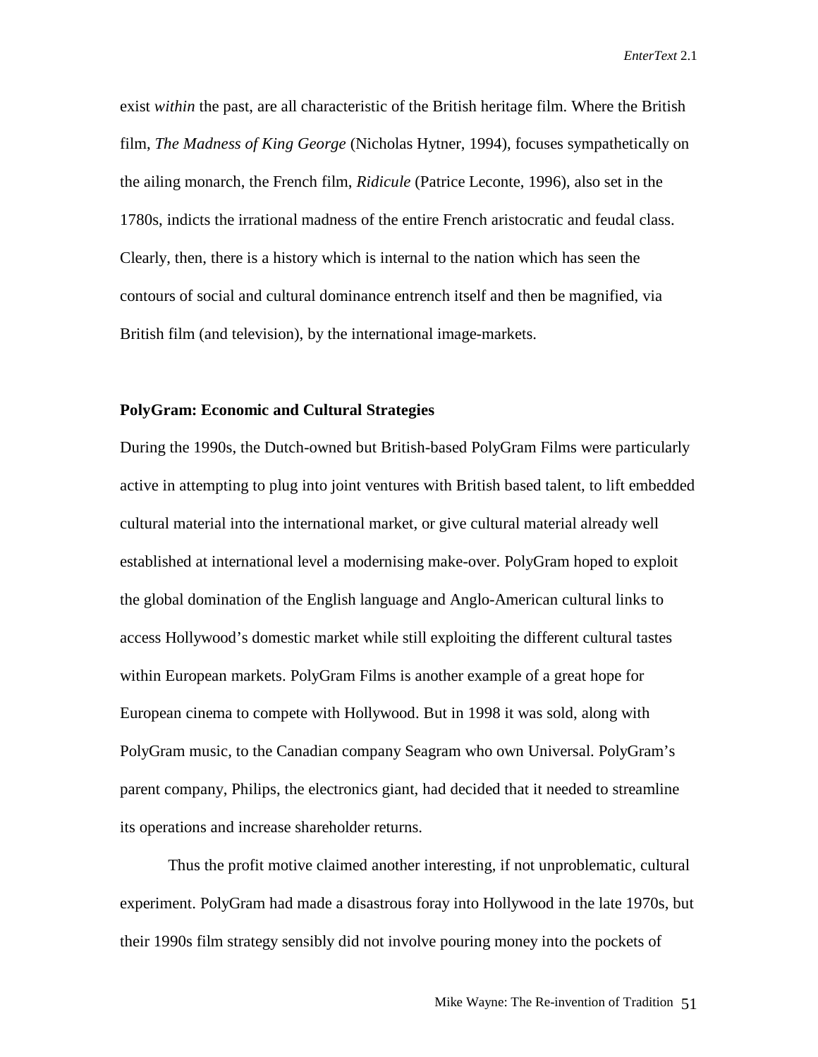exist *within* the past, are all characteristic of the British heritage film. Where the British film, *The Madness of King George* (Nicholas Hytner, 1994), focuses sympathetically on the ailing monarch, the French film, *Ridicule* (Patrice Leconte, 1996), also set in the 1780s, indicts the irrational madness of the entire French aristocratic and feudal class. Clearly, then, there is a history which is internal to the nation which has seen the contours of social and cultural dominance entrench itself and then be magnified, via British film (and television), by the international image-markets.

**PolyGram: Economic and Cultural Strategies**

During the 1990s, the Dutch-owned but British-based PolyGram Films were particularly active in attempting to plug into joint ventures with British based talent, to lift embedded cultural material into the international market, or give cultural material already well established at international level a modernising make-over. PolyGram hoped to exploit the global domination of the English language and Anglo-American cultural links to access Hollywood's domestic market while still exploiting the different cultural tastes within European markets. PolyGram Films is another example of a great hope for European cinema to compete with Hollywood. But in 1998 it was sold, along with PolyGram music, to the Canadian company Seagram who own Universal. PolyGram's parent company, Philips, the electronics giant, had decided that it needed to streamline its operations and increase shareholder returns.

Thus the profit motive claimed another interesting, if not unproblematic, cultural experiment. PolyGram had made a disastrous foray into Hollywood in the late 1970s, but their 1990s film strategy sensibly did not involve pouring money into the pockets of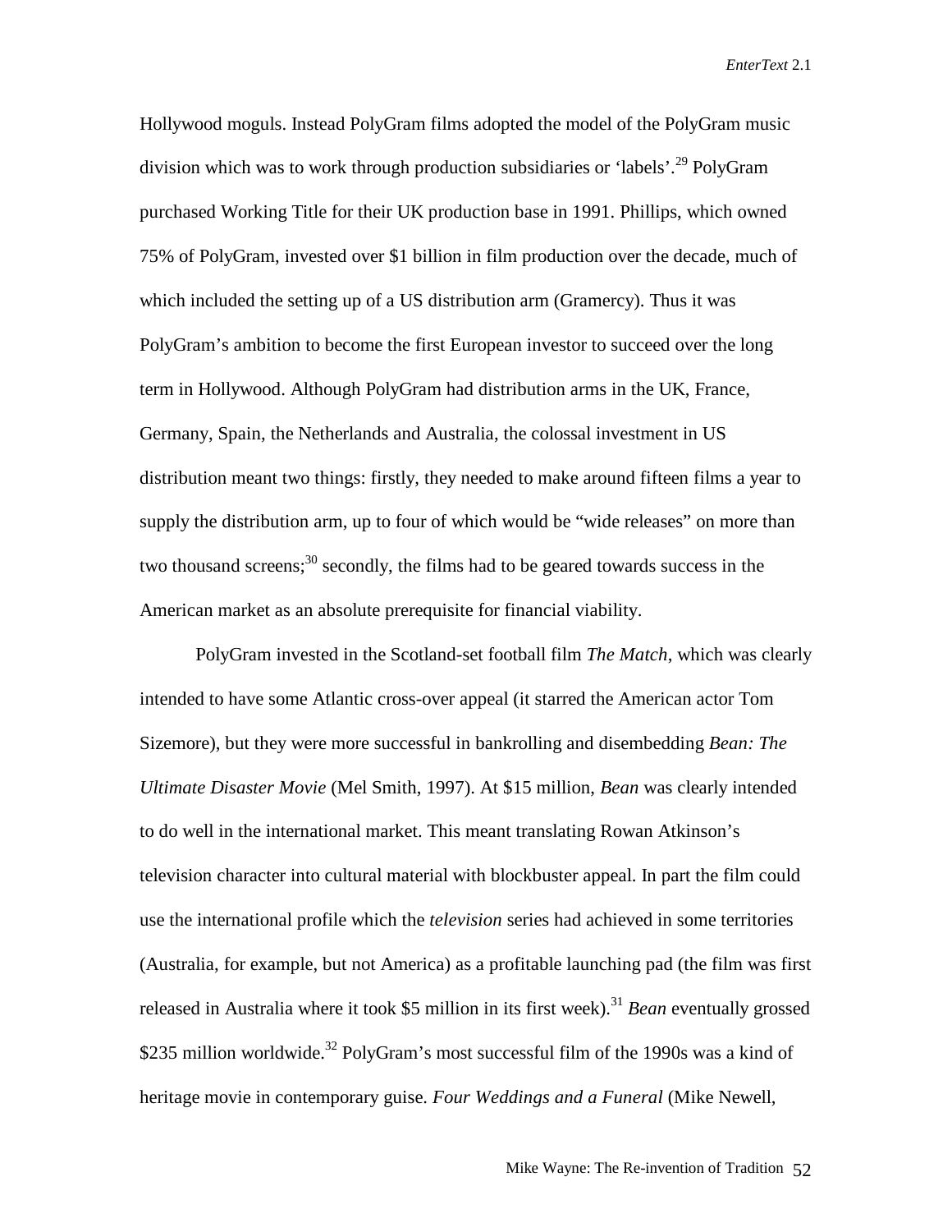Hollywood moguls. Instead PolyGram films adopted the model of the PolyGram music division which was to work through production subsidiaries or 'labels'.[29] PolyGram purchased Working Title for their UK production base in 1991. Phillips, which owned 75% of PolyGram, invested over $1 billion in film production over the decade, much of which included the setting up of a US distribution arm (Gramercy). Thus it was PolyGram's ambition to become the first European investor to succeed over the long term in Hollywood. Although PolyGram had distribution arms in the UK, France, Germany, Spain, the Netherlands and Australia, the colossal investment in US distribution meant two things: firstly, they needed to make around fifteen films a year to supply the distribution arm, up to four of which would be "wide releases" on more than two thousand screens;[30] secondly, the films had to be geared towards success in the American market as an absolute prerequisite for financial viability.

PolyGram invested in the Scotland-set football film *The Match*, which was clearly intended to have some Atlantic cross-over appeal (it starred the American actor Tom Sizemore), but they were more successful in bankrolling and disembedding *Bean: The Ultimate Disaster Movie* (Mel Smith, 1997). At $15 million, *Bean* was clearly intended to do well in the international market. This meant translating Rowan Atkinson's television character into cultural material with blockbuster appeal. In part the film could use the international profile which the *television* series had achieved in some territories (Australia, for example, but not America) as a profitable launching pad (the film was first released in Australia where it took $5 million in its first week).[31] *Bean* eventually grossed $235 million worldwide.[32] PolyGram's most successful film of the 1990s was a kind of heritage movie in contemporary guise. *Four Weddings and a Funeral* (Mike Newell,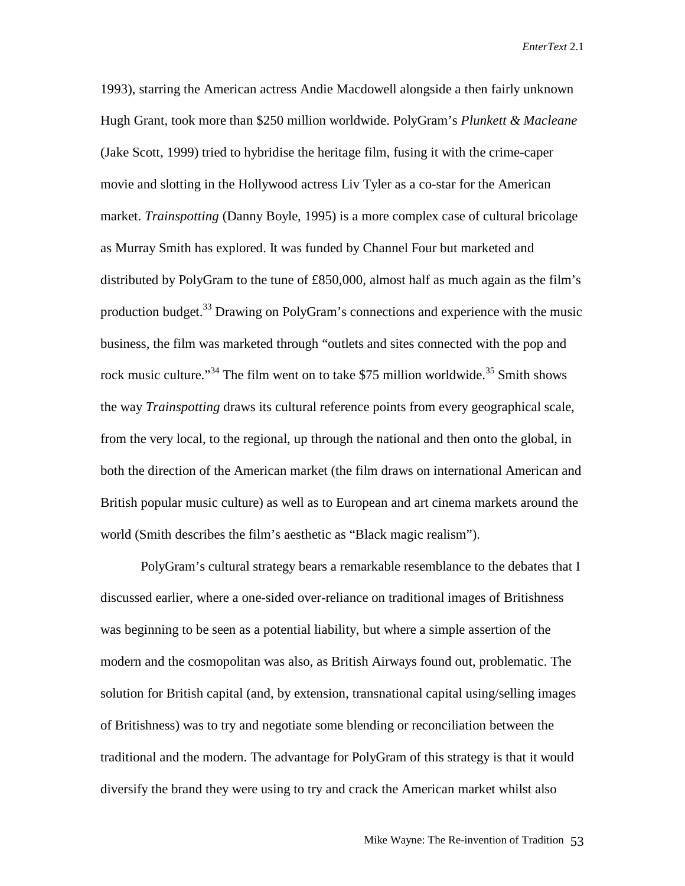1993), starring the American actress Andie Macdowell alongside a then fairly unknown Hugh Grant, took more than $250 million worldwide. PolyGram's *Plunkett & Macleane* (Jake Scott, 1999) tried to hybridise the heritage film, fusing it with the crime-caper movie and slotting in the Hollywood actress Liv Tyler as a co-star for the American market. *Trainspotting* (Danny Boyle, 1995) is a more complex case of cultural bricolage as Murray Smith has explored. It was funded by Channel Four but marketed and distributed by PolyGram to the tune of £850,000, almost half as much again as the film's production budget.[33] Drawing on PolyGram's connections and experience with the music business, the film was marketed through "outlets and sites connected with the pop and rock music culture."[34] The film went on to take $75 million worldwide.[35] Smith shows the way *Trainspotting* draws its cultural reference points from every geographical scale, from the very local, to the regional, up through the national and then onto the global, in both the direction of the American market (the film draws on international American and British popular music culture) as well as to European and art cinema markets around the world (Smith describes the film's aesthetic as "Black magic realism").

PolyGram's cultural strategy bears a remarkable resemblance to the debates that I discussed earlier, where a one-sided over-reliance on traditional images of Britishness was beginning to be seen as a potential liability, but where a simple assertion of the modern and the cosmopolitan was also, as British Airways found out, problematic. The solution for British capital (and, by extension, transnational capital using/selling images of Britishness) was to try and negotiate some blending or reconciliation between the traditional and the modern. The advantage for PolyGram of this strategy is that it would diversify the brand they were using to try and crack the American market whilst also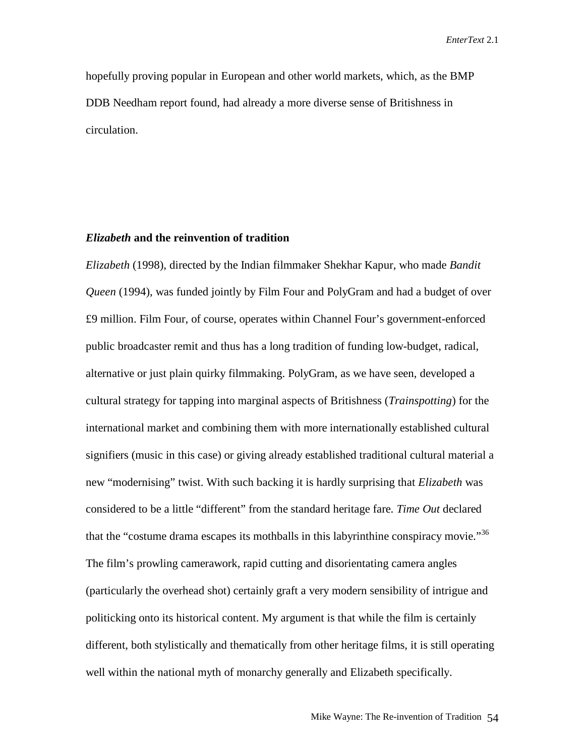hopefully proving popular in European and other world markets, which, as the BMP DDB Needham report found, had already a more diverse sense of Britishness in circulation.

### *Elizabeth* and the reinvention of tradition

*Elizabeth* (1998), directed by the Indian filmmaker Shekhar Kapur, who made *Bandit Queen* (1994), was funded jointly by Film Four and PolyGram and had a budget of over £9 million. Film Four, of course, operates within Channel Four's government-enforced public broadcaster remit and thus has a long tradition of funding low-budget, radical, alternative or just plain quirky filmmaking. PolyGram, as we have seen, developed a cultural strategy for tapping into marginal aspects of Britishness (*Trainspotting*) for the international market and combining them with more internationally established cultural signifiers (music in this case) or giving already established traditional cultural material a new "modernising" twist. With such backing it is hardly surprising that *Elizabeth* was considered to be a little "different" from the standard heritage fare. *Time Out* declared that the "costume drama escapes its mothballs in this labyrinthine conspiracy movie."[36] The film's prowling camerawork, rapid cutting and disorientating camera angles (particularly the overhead shot) certainly graft a very modern sensibility of intrigue and politicking onto its historical content. My argument is that while the film is certainly different, both stylistically and thematically from other heritage films, it is still operating well within the national myth of monarchy generally and Elizabeth specifically.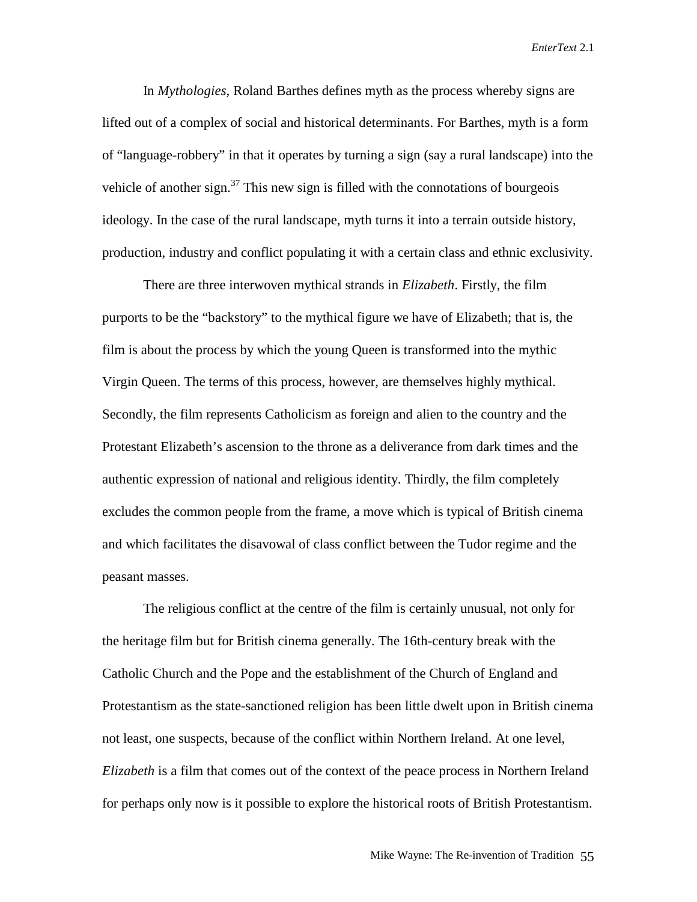In *Mythologies*, Roland Barthes defines myth as the process whereby signs are lifted out of a complex of social and historical determinants. For Barthes, myth is a form of "language-robbery" in that it operates by turning a sign (say a rural landscape) into the vehicle of another sign.[37] This new sign is filled with the connotations of bourgeois ideology. In the case of the rural landscape, myth turns it into a terrain outside history, production, industry and conflict populating it with a certain class and ethnic exclusivity.

There are three interwoven mythical strands in *Elizabeth*. Firstly, the film purports to be the "backstory" to the mythical figure we have of Elizabeth; that is, the film is about the process by which the young Queen is transformed into the mythic Virgin Queen. The terms of this process, however, are themselves highly mythical. Secondly, the film represents Catholicism as foreign and alien to the country and the Protestant Elizabeth's ascension to the throne as a deliverance from dark times and the authentic expression of national and religious identity. Thirdly, the film completely excludes the common people from the frame, a move which is typical of British cinema and which facilitates the disavowal of class conflict between the Tudor regime and the peasant masses.

The religious conflict at the centre of the film is certainly unusual, not only for the heritage film but for British cinema generally. The 16th-century break with the Catholic Church and the Pope and the establishment of the Church of England and Protestantism as the state-sanctioned religion has been little dwelt upon in British cinema not least, one suspects, because of the conflict within Northern Ireland. At one level, *Elizabeth* is a film that comes out of the context of the peace process in Northern Ireland for perhaps only now is it possible to explore the historical roots of British Protestantism.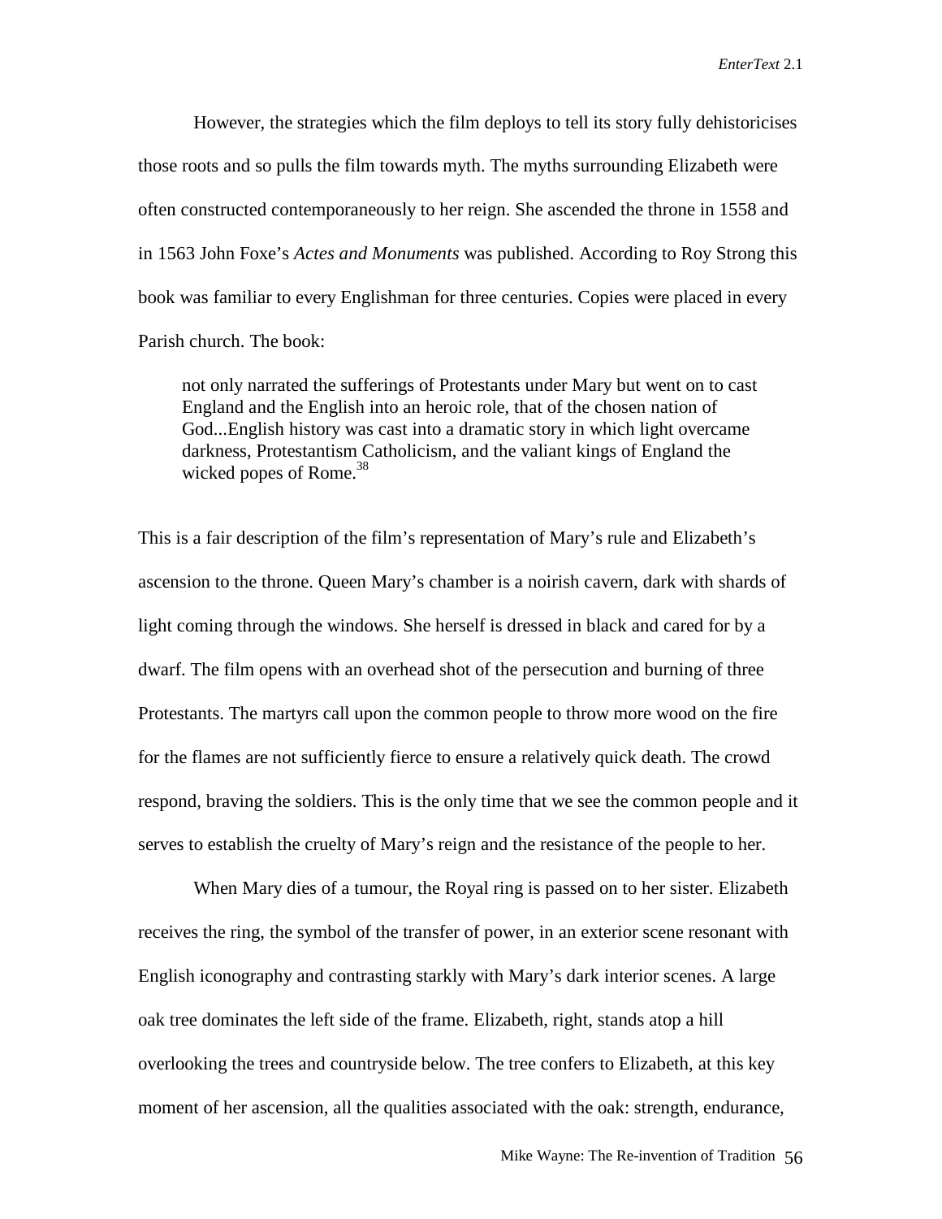However, the strategies which the film deploys to tell its story fully dehistoricises those roots and so pulls the film towards myth. The myths surrounding Elizabeth were often constructed contemporaneously to her reign. She ascended the throne in 1558 and in 1563 John Foxe's *Actes and Monuments* was published. According to Roy Strong this book was familiar to every Englishman for three centuries. Copies were placed in every Parish church. The book:

> not only narrated the sufferings of Protestants under Mary but went on to cast England and the English into an heroic role, that of the chosen nation of God...English history was cast into a dramatic story in which light overcame darkness, Protestantism Catholicism, and the valiant kings of England the wicked popes of Rome.[38]

This is a fair description of the film's representation of Mary's rule and Elizabeth's ascension to the throne. Queen Mary's chamber is a noirish cavern, dark with shards of light coming through the windows. She herself is dressed in black and cared for by a dwarf. The film opens with an overhead shot of the persecution and burning of three Protestants. The martyrs call upon the common people to throw more wood on the fire for the flames are not sufficiently fierce to ensure a relatively quick death. The crowd respond, braving the soldiers. This is the only time that we see the common people and it serves to establish the cruelty of Mary's reign and the resistance of the people to her.

When Mary dies of a tumour, the Royal ring is passed on to her sister. Elizabeth receives the ring, the symbol of the transfer of power, in an exterior scene resonant with English iconography and contrasting starkly with Mary's dark interior scenes. A large oak tree dominates the left side of the frame. Elizabeth, right, stands atop a hill overlooking the trees and countryside below. The tree confers to Elizabeth, at this key moment of her ascension, all the qualities associated with the oak: strength, endurance,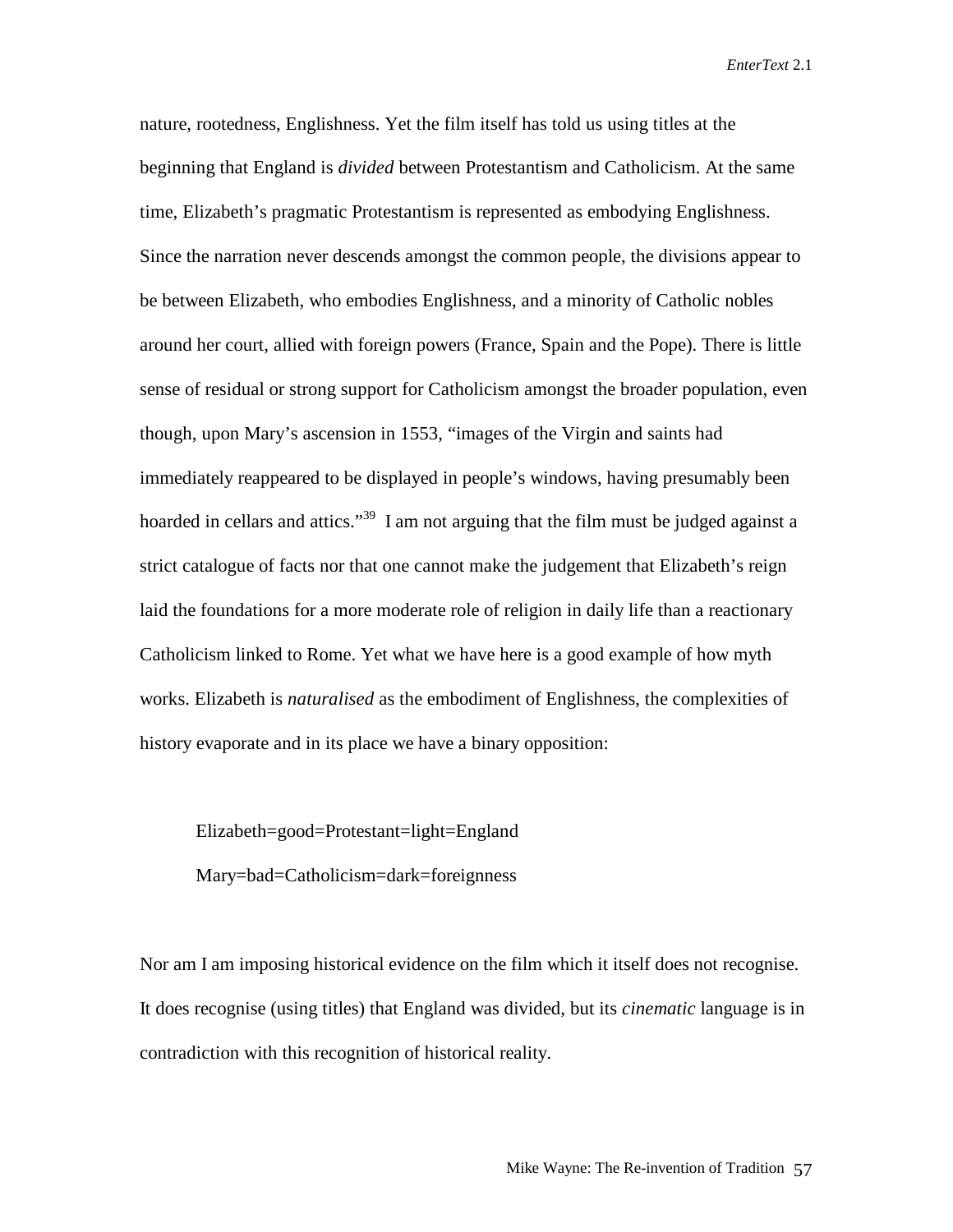nature, rootedness, Englishness. Yet the film itself has told us using titles at the beginning that England is *divided* between Protestantism and Catholicism. At the same time, Elizabeth's pragmatic Protestantism is represented as embodying Englishness. Since the narration never descends amongst the common people, the divisions appear to be between Elizabeth, who embodies Englishness, and a minority of Catholic nobles around her court, allied with foreign powers (France, Spain and the Pope). There is little sense of residual or strong support for Catholicism amongst the broader population, even though, upon Mary's ascension in 1553, "images of the Virgin and saints had immediately reappeared to be displayed in people's windows, having presumably been hoarded in cellars and attics."[39] I am not arguing that the film must be judged against a strict catalogue of facts nor that one cannot make the judgement that Elizabeth's reign laid the foundations for a more moderate role of religion in daily life than a reactionary Catholicism linked to Rome. Yet what we have here is a good example of how myth works. Elizabeth is *naturalised* as the embodiment of Englishness, the complexities of history evaporate and in its place we have a binary opposition:

> Elizabeth=good=Protestant=light=England
>
> Mary=bad=Catholicism=dark=foreignness

Nor am I am imposing historical evidence on the film which it itself does not recognise. It does recognise (using titles) that England was divided, but its *cinematic* language is in contradiction with this recognition of historical reality.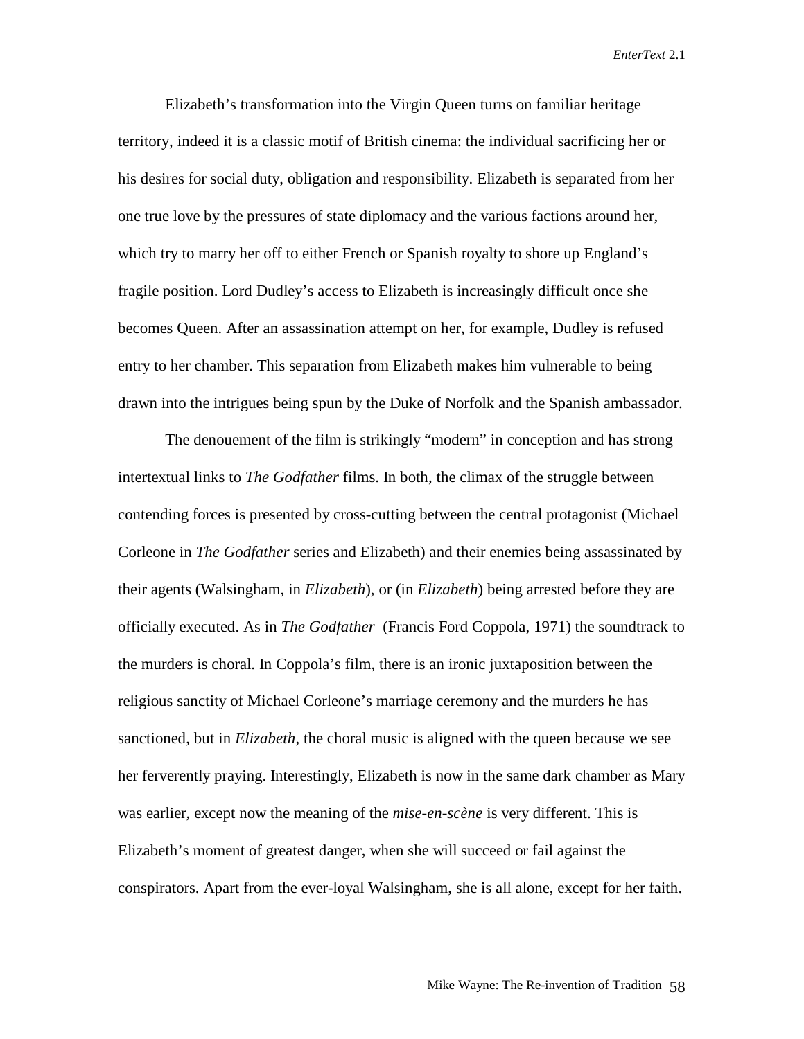Elizabeth's transformation into the Virgin Queen turns on familiar heritage territory, indeed it is a classic motif of British cinema: the individual sacrificing her or his desires for social duty, obligation and responsibility. Elizabeth is separated from her one true love by the pressures of state diplomacy and the various factions around her, which try to marry her off to either French or Spanish royalty to shore up England's fragile position. Lord Dudley's access to Elizabeth is increasingly difficult once she becomes Queen. After an assassination attempt on her, for example, Dudley is refused entry to her chamber. This separation from Elizabeth makes him vulnerable to being drawn into the intrigues being spun by the Duke of Norfolk and the Spanish ambassador.

The denouement of the film is strikingly "modern" in conception and has strong intertextual links to *The Godfather* films. In both, the climax of the struggle between contending forces is presented by cross-cutting between the central protagonist (Michael Corleone in *The Godfather* series and Elizabeth) and their enemies being assassinated by their agents (Walsingham, in *Elizabeth*), or (in *Elizabeth*) being arrested before they are officially executed. As in *The Godfather* (Francis Ford Coppola, 1971) the soundtrack to the murders is choral. In Coppola's film, there is an ironic juxtaposition between the religious sanctity of Michael Corleone's marriage ceremony and the murders he has sanctioned, but in *Elizabeth*, the choral music is aligned with the queen because we see her ferverently praying. Interestingly, Elizabeth is now in the same dark chamber as Mary was earlier, except now the meaning of the *mise-en-scène* is very different. This is Elizabeth's moment of greatest danger, when she will succeed or fail against the conspirators. Apart from the ever-loyal Walsingham, she is all alone, except for her faith.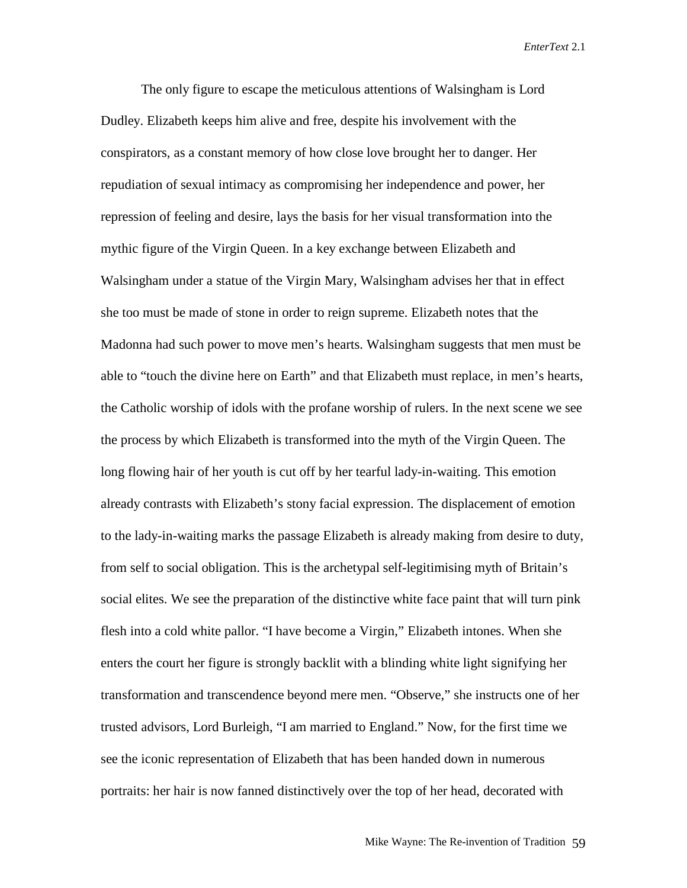The only figure to escape the meticulous attentions of Walsingham is Lord Dudley. Elizabeth keeps him alive and free, despite his involvement with the conspirators, as a constant memory of how close love brought her to danger. Her repudiation of sexual intimacy as compromising her independence and power, her repression of feeling and desire, lays the basis for her visual transformation into the mythic figure of the Virgin Queen. In a key exchange between Elizabeth and Walsingham under a statue of the Virgin Mary, Walsingham advises her that in effect she too must be made of stone in order to reign supreme. Elizabeth notes that the Madonna had such power to move men's hearts. Walsingham suggests that men must be able to "touch the divine here on Earth" and that Elizabeth must replace, in men's hearts, the Catholic worship of idols with the profane worship of rulers. In the next scene we see the process by which Elizabeth is transformed into the myth of the Virgin Queen. The long flowing hair of her youth is cut off by her tearful lady-in-waiting. This emotion already contrasts with Elizabeth's stony facial expression. The displacement of emotion to the lady-in-waiting marks the passage Elizabeth is already making from desire to duty, from self to social obligation. This is the archetypal self-legitimising myth of Britain's social elites. We see the preparation of the distinctive white face paint that will turn pink flesh into a cold white pallor. "I have become a Virgin," Elizabeth intones. When she enters the court her figure is strongly backlit with a blinding white light signifying her transformation and transcendence beyond mere men. "Observe," she instructs one of her trusted advisors, Lord Burleigh, "I am married to England." Now, for the first time we see the iconic representation of Elizabeth that has been handed down in numerous portraits: her hair is now fanned distinctively over the top of her head, decorated with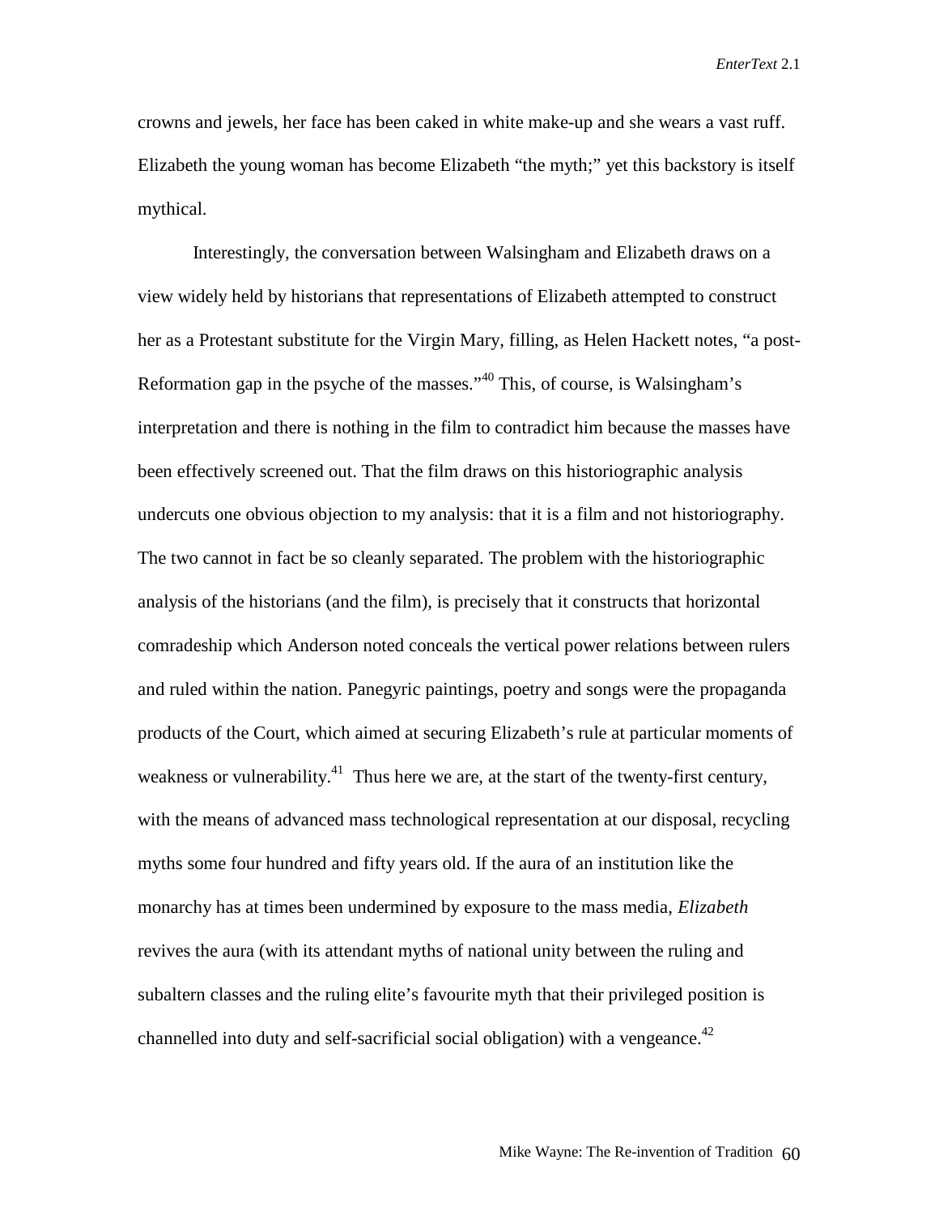crowns and jewels, her face has been caked in white make-up and she wears a vast ruff. Elizabeth the young woman has become Elizabeth "the myth;" yet this backstory is itself mythical.

Interestingly, the conversation between Walsingham and Elizabeth draws on a view widely held by historians that representations of Elizabeth attempted to construct her as a Protestant substitute for the Virgin Mary, filling, as Helen Hackett notes, "a post-Reformation gap in the psyche of the masses."[40] This, of course, is Walsingham's interpretation and there is nothing in the film to contradict him because the masses have been effectively screened out. That the film draws on this historiographic analysis undercuts one obvious objection to my analysis: that it is a film and not historiography. The two cannot in fact be so cleanly separated. The problem with the historiographic analysis of the historians (and the film), is precisely that it constructs that horizontal comradeship which Anderson noted conceals the vertical power relations between rulers and ruled within the nation. Panegyric paintings, poetry and songs were the propaganda products of the Court, which aimed at securing Elizabeth's rule at particular moments of weakness or vulnerability.[41] Thus here we are, at the start of the twenty-first century, with the means of advanced mass technological representation at our disposal, recycling myths some four hundred and fifty years old. If the aura of an institution like the monarchy has at times been undermined by exposure to the mass media, *Elizabeth* revives the aura (with its attendant myths of national unity between the ruling and subaltern classes and the ruling elite's favourite myth that their privileged position is channelled into duty and self-sacrificial social obligation) with a vengeance.[42]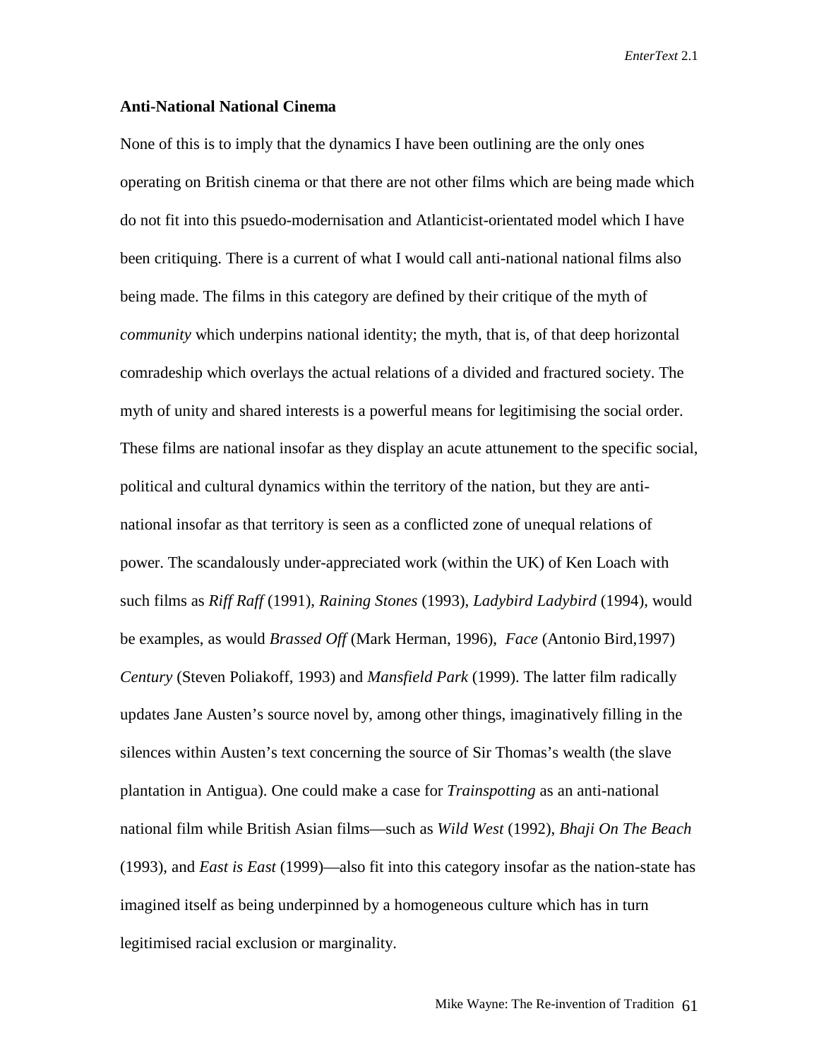### Anti-National National Cinema

None of this is to imply that the dynamics I have been outlining are the only ones operating on British cinema or that there are not other films which are being made which do not fit into this psuedo-modernisation and Atlanticist-orientated model which I have been critiquing. There is a current of what I would call anti-national national films also being made. The films in this category are defined by their critique of the myth of *community* which underpins national identity; the myth, that is, of that deep horizontal comradeship which overlays the actual relations of a divided and fractured society. The myth of unity and shared interests is a powerful means for legitimising the social order. These films are national insofar as they display an acute attunement to the specific social, political and cultural dynamics within the territory of the nation, but they are anti-national insofar as that territory is seen as a conflicted zone of unequal relations of power. The scandalously under-appreciated work (within the UK) of Ken Loach with such films as *Riff Raff* (1991), *Raining Stones* (1993), *Ladybird Ladybird* (1994), would be examples, as would *Brassed Off* (Mark Herman, 1996), *Face* (Antonio Bird,1997) *Century* (Steven Poliakoff, 1993) and *Mansfield Park* (1999). The latter film radically updates Jane Austen's source novel by, among other things, imaginatively filling in the silences within Austen's text concerning the source of Sir Thomas's wealth (the slave plantation in Antigua). One could make a case for *Trainspotting* as an anti-national national film while British Asian films—such as *Wild West* (1992), *Bhaji On The Beach* (1993), and *East is East* (1999)—also fit into this category insofar as the nation-state has imagined itself as being underpinned by a homogeneous culture which has in turn legitimised racial exclusion or marginality.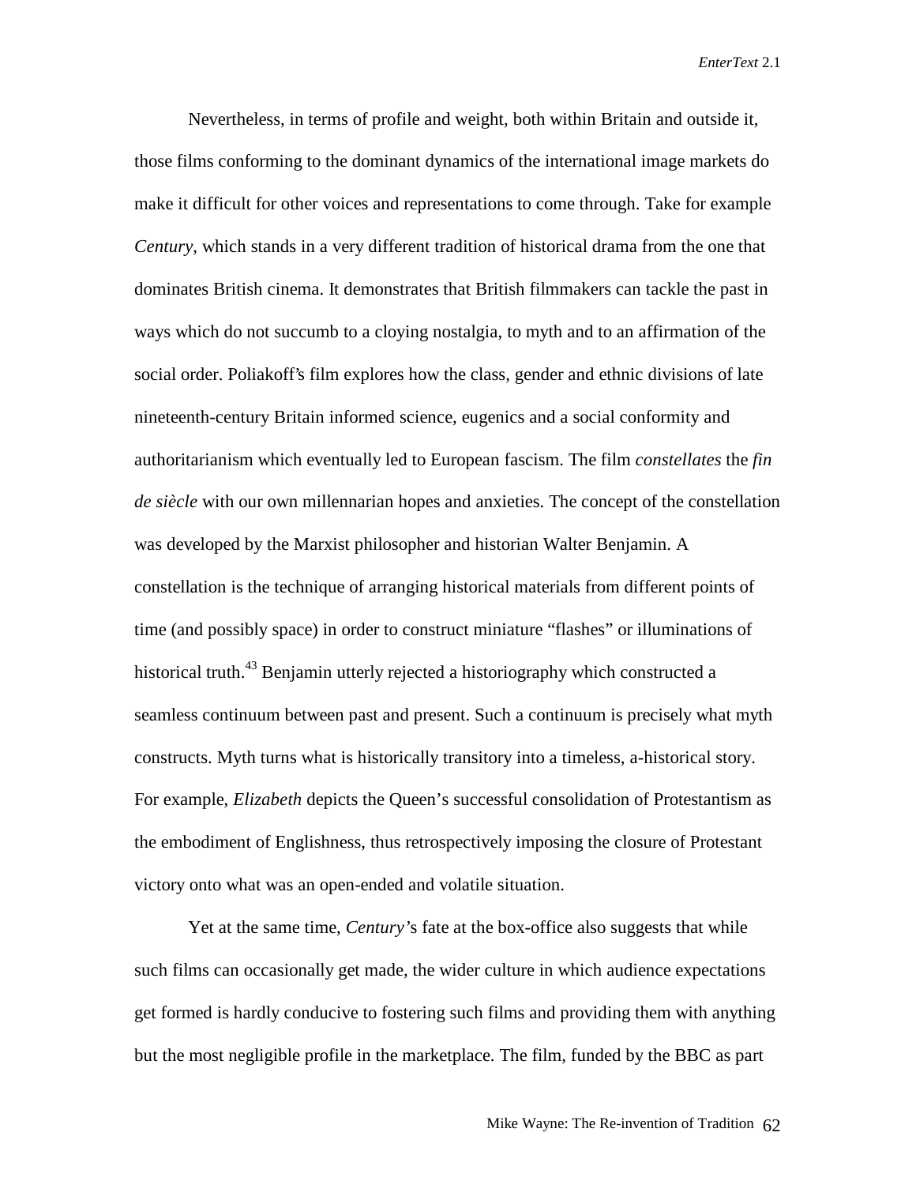Nevertheless, in terms of profile and weight, both within Britain and outside it, those films conforming to the dominant dynamics of the international image markets do make it difficult for other voices and representations to come through. Take for example *Century*, which stands in a very different tradition of historical drama from the one that dominates British cinema. It demonstrates that British filmmakers can tackle the past in ways which do not succumb to a cloying nostalgia, to myth and to an affirmation of the social order. Poliakoff's film explores how the class, gender and ethnic divisions of late nineteenth-century Britain informed science, eugenics and a social conformity and authoritarianism which eventually led to European fascism. The film *constellates* the *fin de siècle* with our own millennarian hopes and anxieties. The concept of the constellation was developed by the Marxist philosopher and historian Walter Benjamin. A constellation is the technique of arranging historical materials from different points of time (and possibly space) in order to construct miniature "flashes" or illuminations of historical truth.[43] Benjamin utterly rejected a historiography which constructed a seamless continuum between past and present. Such a continuum is precisely what myth constructs. Myth turns what is historically transitory into a timeless, a-historical story. For example, *Elizabeth* depicts the Queen's successful consolidation of Protestantism as the embodiment of Englishness, thus retrospectively imposing the closure of Protestant victory onto what was an open-ended and volatile situation.

Yet at the same time, *Century*'s fate at the box-office also suggests that while such films can occasionally get made, the wider culture in which audience expectations get formed is hardly conducive to fostering such films and providing them with anything but the most negligible profile in the marketplace. The film, funded by the BBC as part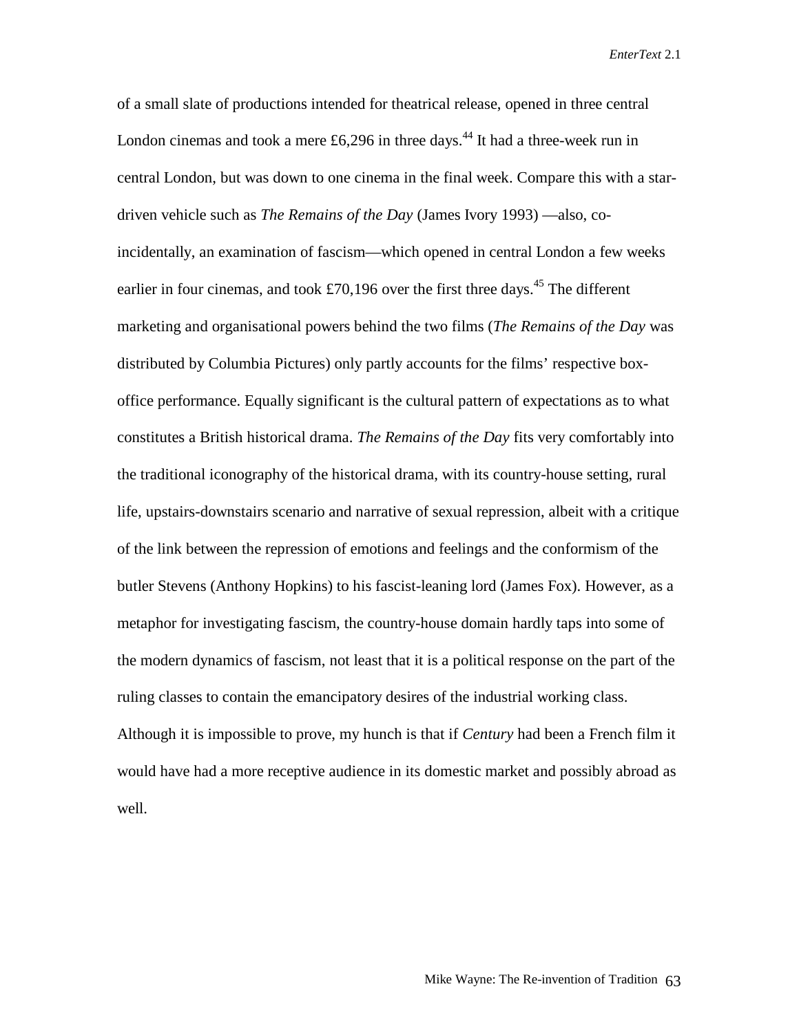of a small slate of productions intended for theatrical release, opened in three central London cinemas and took a mere £6,296 in three days.[44] It had a three-week run in central London, but was down to one cinema in the final week. Compare this with a star-driven vehicle such as *The Remains of the Day* (James Ivory 1993) —also, co-incidentally, an examination of fascism—which opened in central London a few weeks earlier in four cinemas, and took £70,196 over the first three days.[45] The different marketing and organisational powers behind the two films (*The Remains of the Day* was distributed by Columbia Pictures) only partly accounts for the films' respective box-office performance. Equally significant is the cultural pattern of expectations as to what constitutes a British historical drama. *The Remains of the Day* fits very comfortably into the traditional iconography of the historical drama, with its country-house setting, rural life, upstairs-downstairs scenario and narrative of sexual repression, albeit with a critique of the link between the repression of emotions and feelings and the conformism of the butler Stevens (Anthony Hopkins) to his fascist-leaning lord (James Fox). However, as a metaphor for investigating fascism, the country-house domain hardly taps into some of the modern dynamics of fascism, not least that it is a political response on the part of the ruling classes to contain the emancipatory desires of the industrial working class. Although it is impossible to prove, my hunch is that if *Century* had been a French film it would have had a more receptive audience in its domestic market and possibly abroad as well.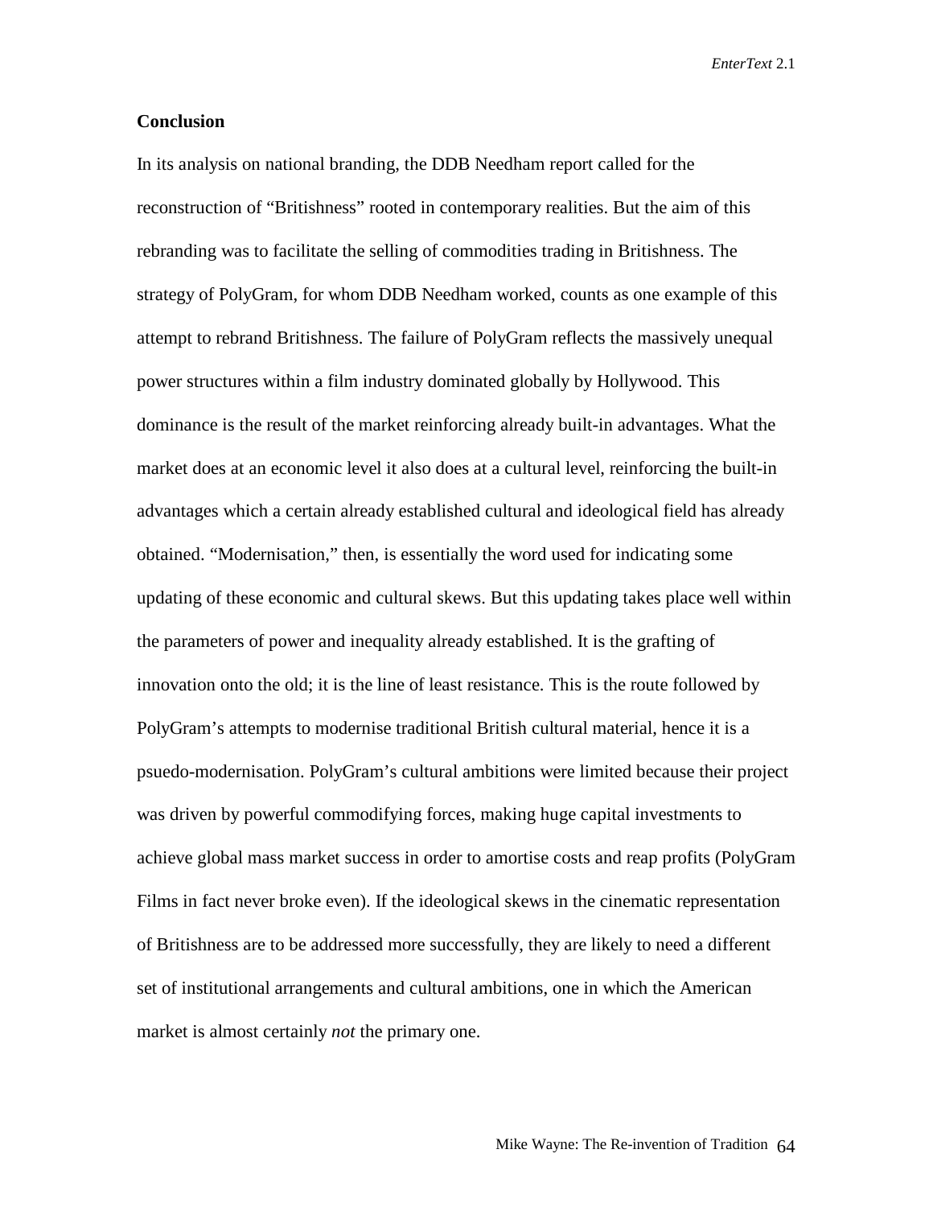## Conclusion

In its analysis on national branding, the DDB Needham report called for the reconstruction of "Britishness" rooted in contemporary realities. But the aim of this rebranding was to facilitate the selling of commodities trading in Britishness. The strategy of PolyGram, for whom DDB Needham worked, counts as one example of this attempt to rebrand Britishness. The failure of PolyGram reflects the massively unequal power structures within a film industry dominated globally by Hollywood. This dominance is the result of the market reinforcing already built-in advantages. What the market does at an economic level it also does at a cultural level, reinforcing the built-in advantages which a certain already established cultural and ideological field has already obtained. "Modernisation," then, is essentially the word used for indicating some updating of these economic and cultural skews. But this updating takes place well within the parameters of power and inequality already established. It is the grafting of innovation onto the old; it is the line of least resistance. This is the route followed by PolyGram's attempts to modernise traditional British cultural material, hence it is a psuedo-modernisation. PolyGram's cultural ambitions were limited because their project was driven by powerful commodifying forces, making huge capital investments to achieve global mass market success in order to amortise costs and reap profits (PolyGram Films in fact never broke even). If the ideological skews in the cinematic representation of Britishness are to be addressed more successfully, they are likely to need a different set of institutional arrangements and cultural ambitions, one in which the American market is almost certainly *not* the primary one.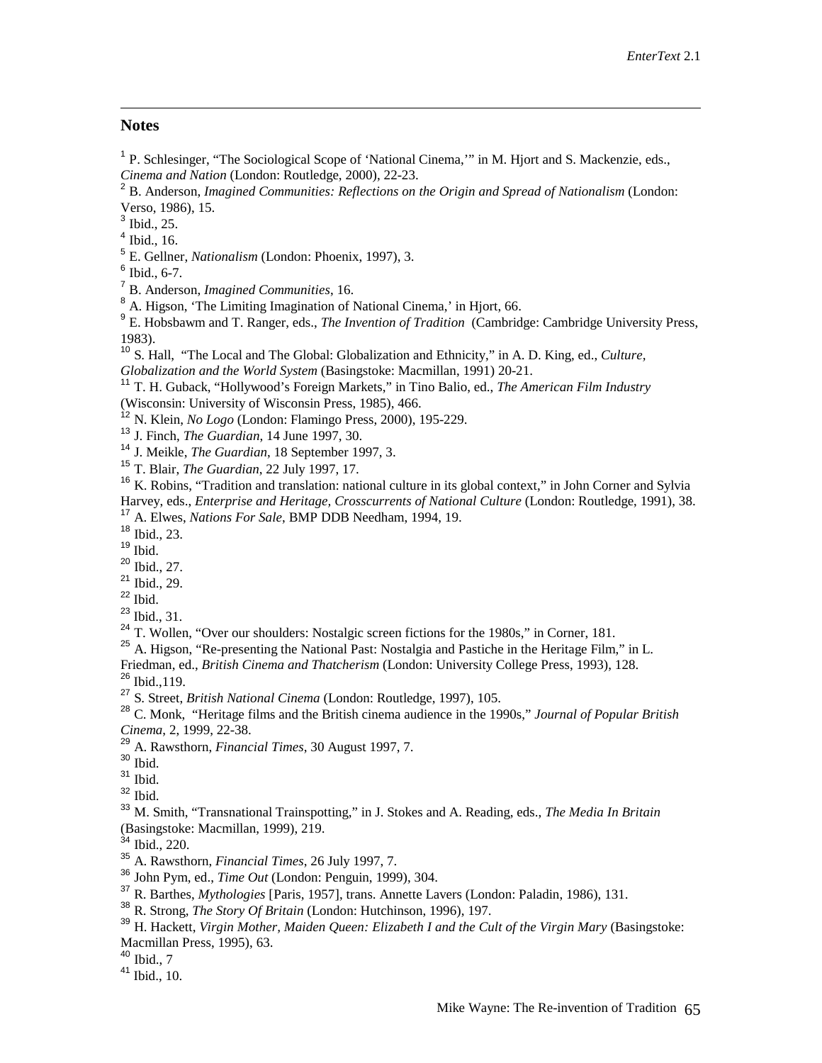## Notes

[1] P. Schlesinger, "The Sociological Scope of 'National Cinema,'" in M. Hjort and S. Mackenzie, eds., *Cinema and Nation* (London: Routledge, 2000), 22-23.
[2] B. Anderson, *Imagined Communities: Reflections on the Origin and Spread of Nationalism* (London: Verso, 1986), 15.
[3] Ibid., 25.
[4] Ibid., 16.
[5] E. Gellner, *Nationalism* (London: Phoenix, 1997), 3.
[6] Ibid., 6-7.
[7] B. Anderson, *Imagined Communities*, 16.
[8] A. Higson, 'The Limiting Imagination of National Cinema,' in Hjort, 66.
[9] E. Hobsbawm and T. Ranger, eds., *The Invention of Tradition* (Cambridge: Cambridge University Press, 1983).
[10] S. Hall, "The Local and The Global: Globalization and Ethnicity," in A. D. King, ed., *Culture, Globalization and the World System* (Basingstoke: Macmillan, 1991) 20-21.
[11] T. H. Guback, "Hollywood's Foreign Markets," in Tino Balio, ed., *The American Film Industry* (Wisconsin: University of Wisconsin Press, 1985), 466.
[12] N. Klein, *No Logo* (London: Flamingo Press, 2000), 195-229.
[13] J. Finch, *The Guardian*, 14 June 1997, 30.
[14] J. Meikle, *The Guardian*, 18 September 1997, 3.
[15] T. Blair, *The Guardian*, 22 July 1997, 17.
[16] K. Robins, "Tradition and translation: national culture in its global context," in John Corner and Sylvia Harvey, eds., *Enterprise and Heritage, Crosscurrents of National Culture* (London: Routledge, 1991), 38.
[17] A. Elwes, *Nations For Sale*, BMP DDB Needham, 1994, 19.
[18] Ibid., 23.
[19] Ibid.
[20] Ibid., 27.
[21] Ibid., 29.
[22] Ibid.
[23] Ibid., 31.
[24] T. Wollen, "Over our shoulders: Nostalgic screen fictions for the 1980s," in Corner, 181.
[25] A. Higson, "Re-presenting the National Past: Nostalgia and Pastiche in the Heritage Film," in L. Friedman, ed., *British Cinema and Thatcherism* (London: University College Press, 1993), 128.
[26] Ibid.,119.
[27] S. Street, *British National Cinema* (London: Routledge, 1997), 105.
[28] C. Monk, "Heritage films and the British cinema audience in the 1990s," *Journal of Popular British Cinema*, 2, 1999, 22-38.
[29] A. Rawsthorn, *Financial Times*, 30 August 1997, 7.
[30] Ibid.
[31] Ibid.
[32] Ibid.
[33] M. Smith, "Transnational Trainspotting," in J. Stokes and A. Reading, eds., *The Media In Britain* (Basingstoke: Macmillan, 1999), 219.
[34] Ibid., 220.
[35] A. Rawsthorn, *Financial Times*, 26 July 1997, 7.
[36] John Pym, ed., *Time Out* (London: Penguin, 1999), 304.
[37] R. Barthes, *Mythologies* [Paris, 1957], trans. Annette Lavers (London: Paladin, 1986), 131.
[38] R. Strong, *The Story Of Britain* (London: Hutchinson, 1996), 197.
[39] H. Hackett, *Virgin Mother, Maiden Queen: Elizabeth I and the Cult of the Virgin Mary* (Basingstoke: Macmillan Press, 1995), 63.
[40] Ibid., 7
[41] Ibid., 10.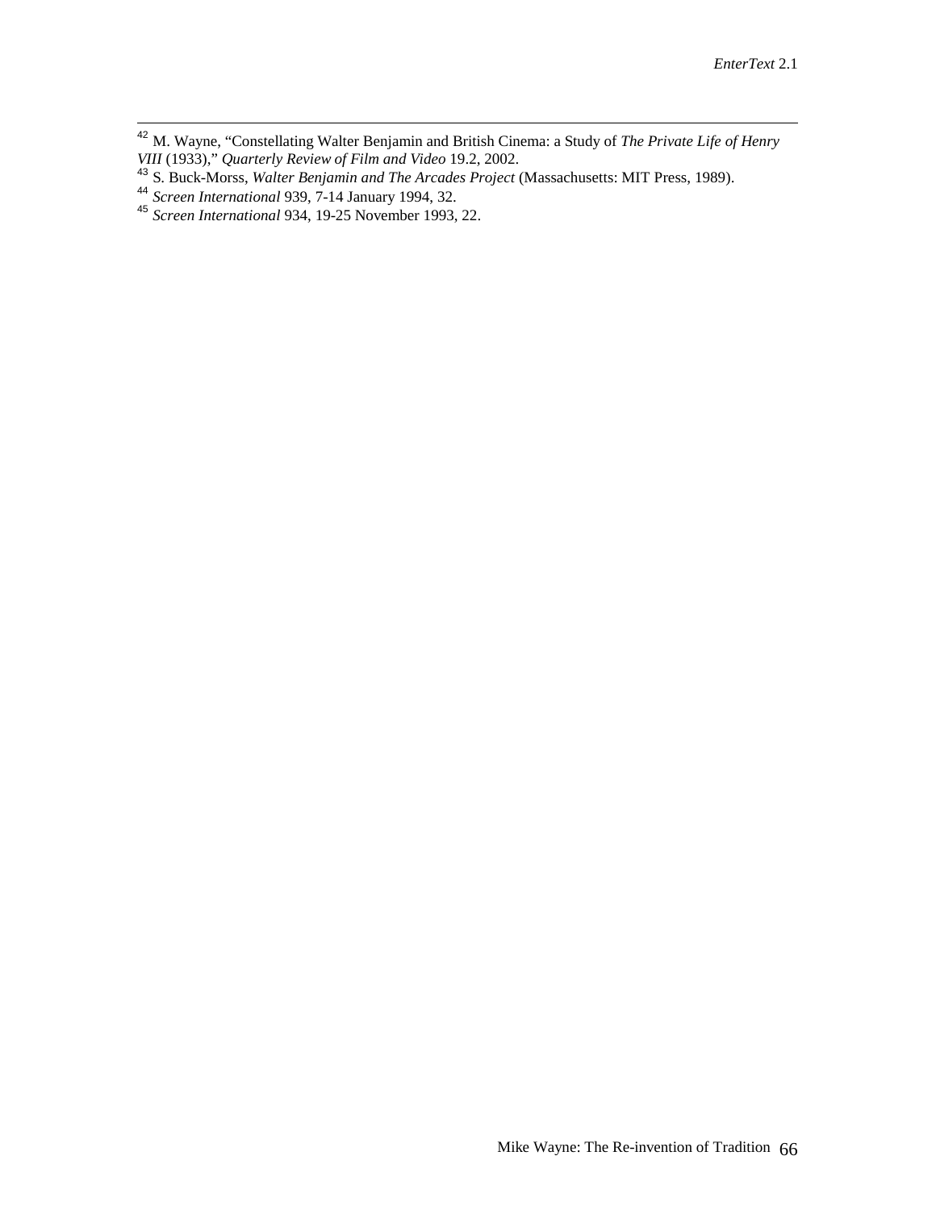[42] M. Wayne, "Constellating Walter Benjamin and British Cinema: a Study of *The Private Life of Henry VIII* (1933)," *Quarterly Review of Film and Video* 19.2, 2002.

[43] S. Buck-Morss, *Walter Benjamin and The Arcades Project* (Massachusetts: MIT Press, 1989).

[44] *Screen International* 939, 7-14 January 1994, 32.

[45] *Screen International* 934, 19-25 November 1993, 22.